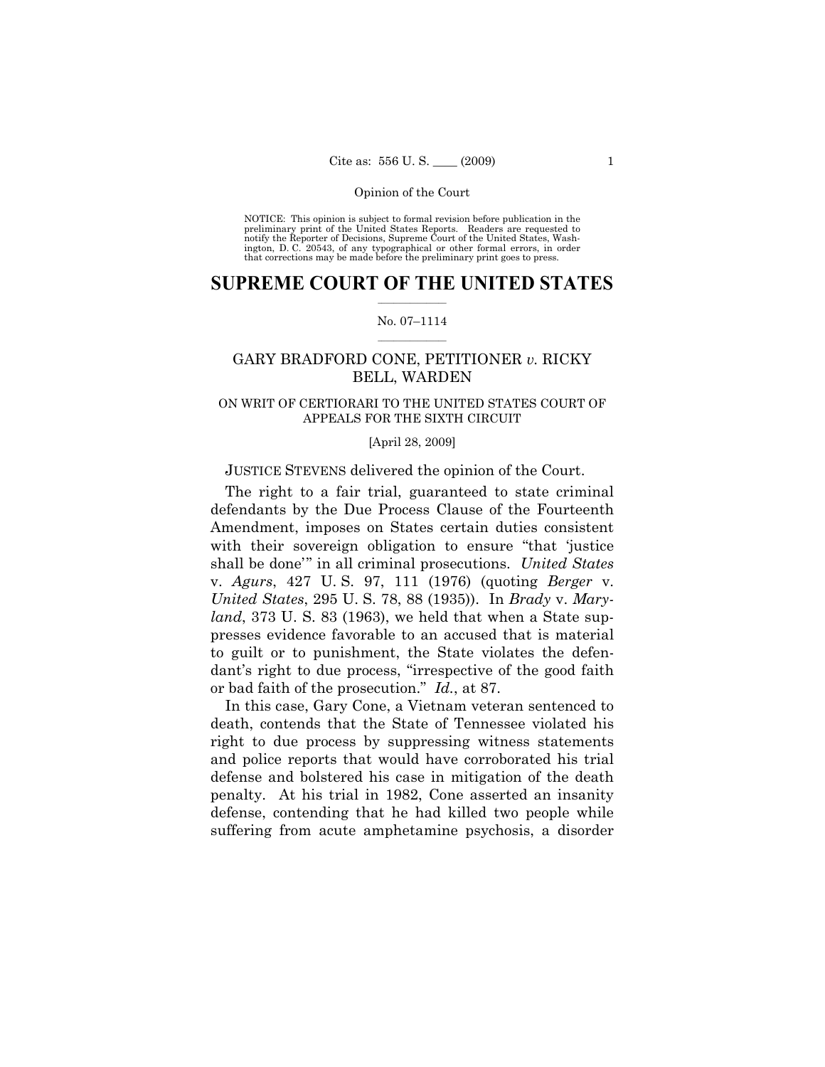NOTICE: This opinion is subject to formal revision before publication in the preliminary print of the United States Reports. Readers are requested to notify the Reporter of Decisions, Supreme Court of the United States, Washington, D. C. 20543, of any typographical or other formal errors, in order that corrections may be made before the preliminary print goes to press.

# SUPREME COURT OF THE UNITED STATES

No. 07–1114

GARY BRADFORD CONE, PETITIONER *v.* RICKY BELL, WARDEN

ON WRIT OF CERTIORARI TO THE UNITED STATES COURT OF APPEALS FOR THE SIXTH CIRCUIT

[April 28, 2009]

JUSTICE STEVENS delivered the opinion of the Court.

The right to a fair trial, guaranteed to state criminal defendants by the Due Process Clause of the Fourteenth Amendment, imposes on States certain duties consistent with their sovereign obligation to ensure "that 'justice shall be done'" in all criminal prosecutions. *United States* v. *Agurs*, 427 U. S. 97, 111 (1976) (quoting *Berger* v. *United States*, 295 U. S. 78, 88 (1935)). In *Brady* v. *Maryland*, 373 U. S. 83 (1963), we held that when a State suppresses evidence favorable to an accused that is material to guilt or to punishment, the State violates the defendant's right to due process, "irrespective of the good faith or bad faith of the prosecution." *Id.*, at 87.

In this case, Gary Cone, a Vietnam veteran sentenced to death, contends that the State of Tennessee violated his right to due process by suppressing witness statements and police reports that would have corroborated his trial defense and bolstered his case in mitigation of the death penalty. At his trial in 1982, Cone asserted an insanity defense, contending that he had killed two people while suffering from acute amphetamine psychosis, a disorder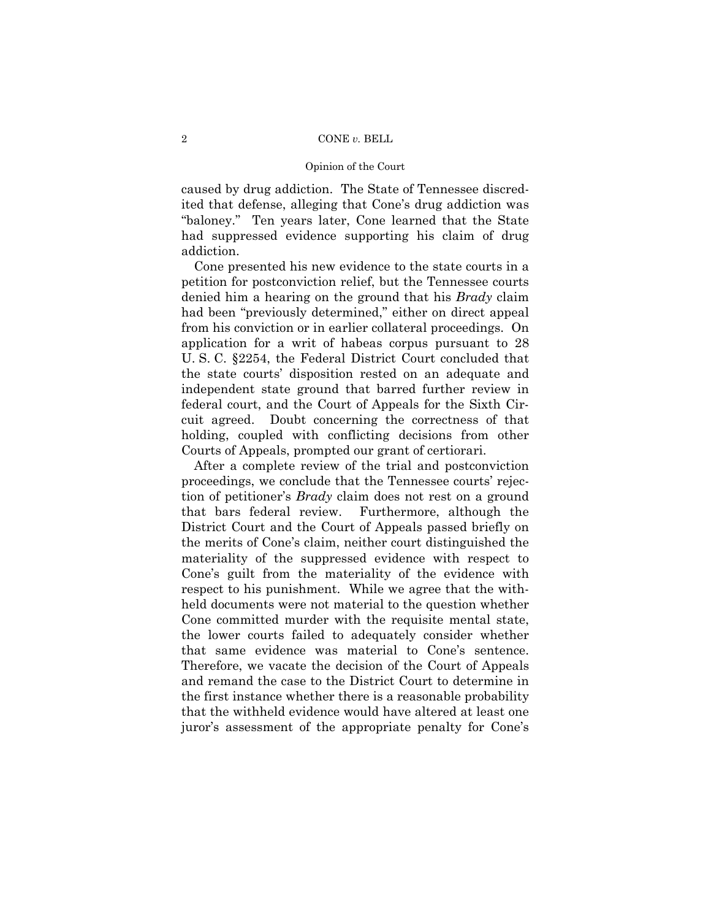caused by drug addiction. The State of Tennessee discredited that defense, alleging that Cone's drug addiction was "baloney." Ten years later, Cone learned that the State had suppressed evidence supporting his claim of drug addiction.

Cone presented his new evidence to the state courts in a petition for postconviction relief, but the Tennessee courts denied him a hearing on the ground that his *Brady* claim had been "previously determined," either on direct appeal from his conviction or in earlier collateral proceedings. On application for a writ of habeas corpus pursuant to 28 U. S. C. §2254, the Federal District Court concluded that the state courts' disposition rested on an adequate and independent state ground that barred further review in federal court, and the Court of Appeals for the Sixth Circuit agreed. Doubt concerning the correctness of that holding, coupled with conflicting decisions from other Courts of Appeals, prompted our grant of certiorari.

After a complete review of the trial and postconviction proceedings, we conclude that the Tennessee courts' rejection of petitioner's *Brady* claim does not rest on a ground that bars federal review. Furthermore, although the District Court and the Court of Appeals passed briefly on the merits of Cone's claim, neither court distinguished the materiality of the suppressed evidence with respect to Cone's guilt from the materiality of the evidence with respect to his punishment. While we agree that the withheld documents were not material to the question whether Cone committed murder with the requisite mental state, the lower courts failed to adequately consider whether that same evidence was material to Cone's sentence. Therefore, we vacate the decision of the Court of Appeals and remand the case to the District Court to determine in the first instance whether there is a reasonable probability that the withheld evidence would have altered at least one juror's assessment of the appropriate penalty for Cone's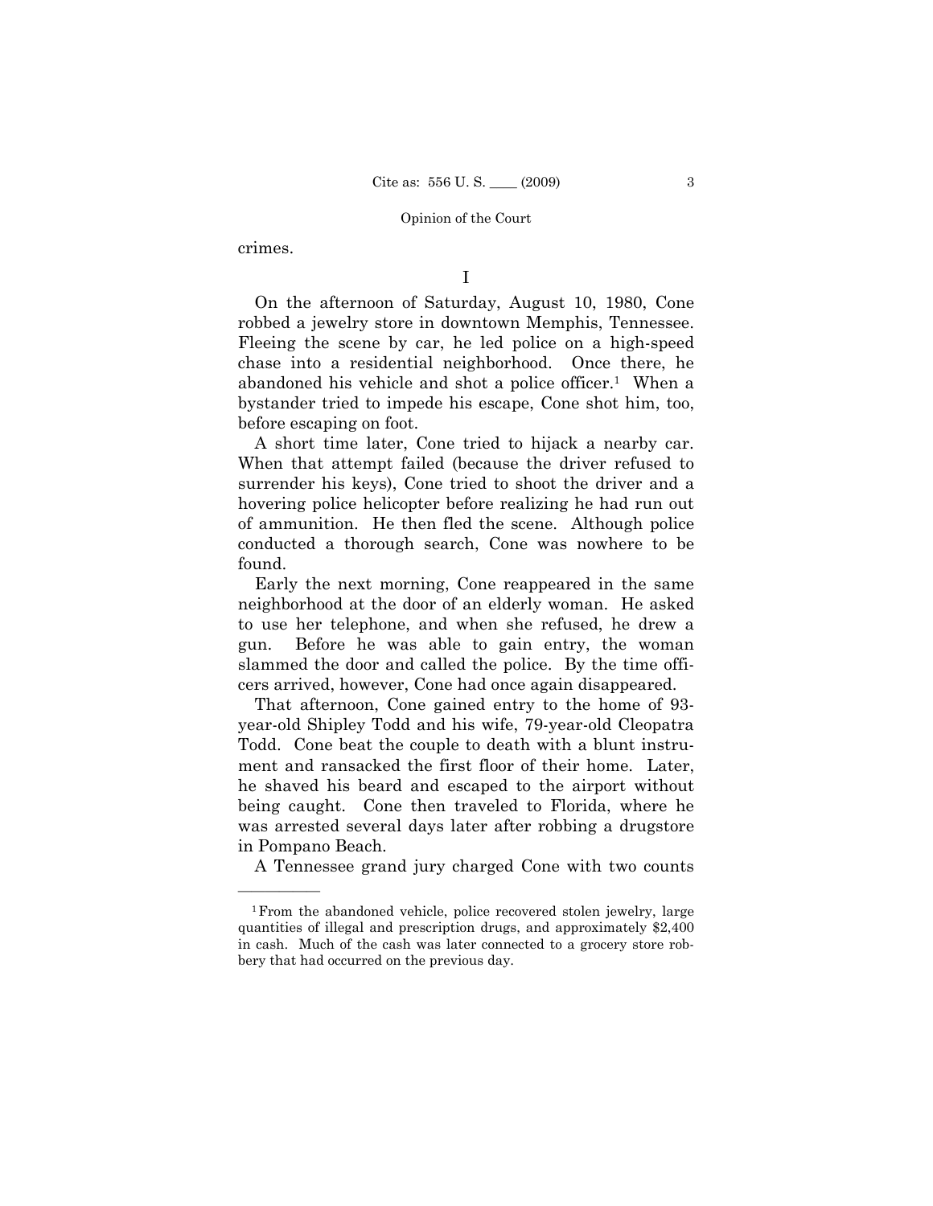crimes.

I

On the afternoon of Saturday, August 10, 1980, Cone robbed a jewelry store in downtown Memphis, Tennessee. Fleeing the scene by car, he led police on a high-speed chase into a residential neighborhood. Once there, he abandoned his vehicle and shot a police officer.[1] When a bystander tried to impede his escape, Cone shot him, too, before escaping on foot.

A short time later, Cone tried to hijack a nearby car. When that attempt failed (because the driver refused to surrender his keys), Cone tried to shoot the driver and a hovering police helicopter before realizing he had run out of ammunition. He then fled the scene. Although police conducted a thorough search, Cone was nowhere to be found.

Early the next morning, Cone reappeared in the same neighborhood at the door of an elderly woman. He asked to use her telephone, and when she refused, he drew a gun. Before he was able to gain entry, the woman slammed the door and called the police. By the time officers arrived, however, Cone had once again disappeared.

That afternoon, Cone gained entry to the home of 93-year-old Shipley Todd and his wife, 79-year-old Cleopatra Todd. Cone beat the couple to death with a blunt instrument and ransacked the first floor of their home. Later, he shaved his beard and escaped to the airport without being caught. Cone then traveled to Florida, where he was arrested several days later after robbing a drugstore in Pompano Beach.

A Tennessee grand jury charged Cone with two counts

---

[1] From the abandoned vehicle, police recovered stolen jewelry, large quantities of illegal and prescription drugs, and approximately $2,400 in cash. Much of the cash was later connected to a grocery store robbery that had occurred on the previous day.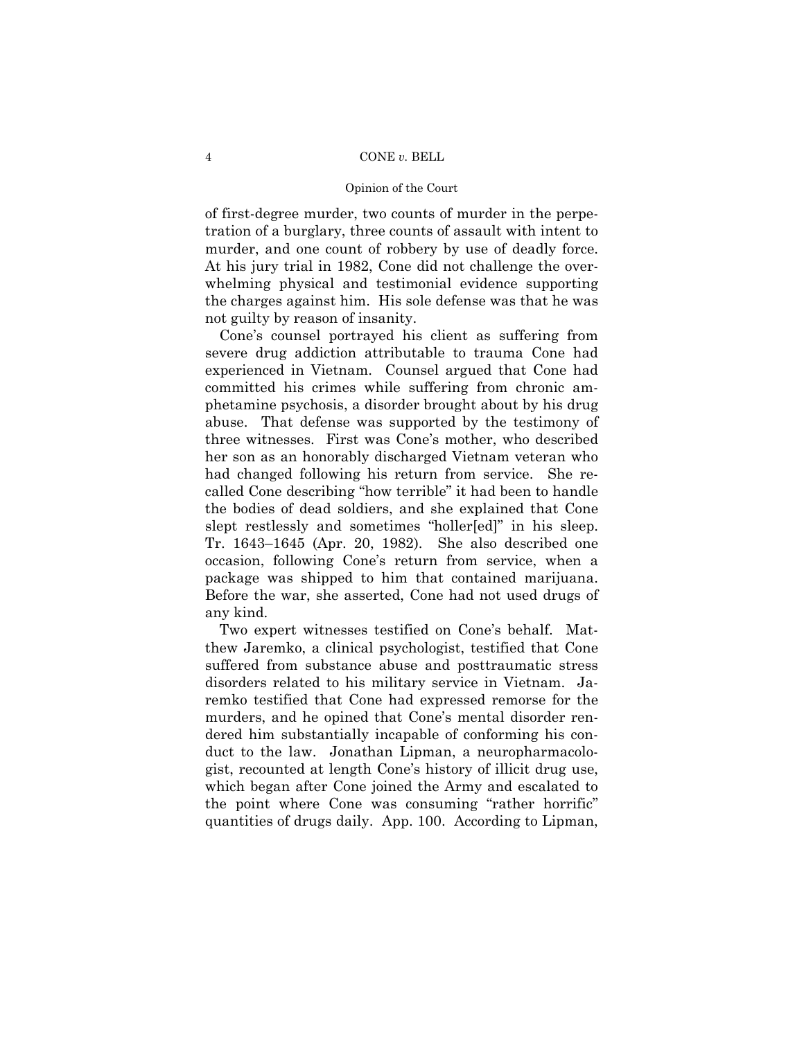of first-degree murder, two counts of murder in the perpetration of a burglary, three counts of assault with intent to murder, and one count of robbery by use of deadly force. At his jury trial in 1982, Cone did not challenge the overwhelming physical and testimonial evidence supporting the charges against him. His sole defense was that he was not guilty by reason of insanity.

Cone's counsel portrayed his client as suffering from severe drug addiction attributable to trauma Cone had experienced in Vietnam. Counsel argued that Cone had committed his crimes while suffering from chronic amphetamine psychosis, a disorder brought about by his drug abuse. That defense was supported by the testimony of three witnesses. First was Cone's mother, who described her son as an honorably discharged Vietnam veteran who had changed following his return from service. She recalled Cone describing "how terrible" it had been to handle the bodies of dead soldiers, and she explained that Cone slept restlessly and sometimes "holler[ed]" in his sleep. Tr. 1643–1645 (Apr. 20, 1982). She also described one occasion, following Cone's return from service, when a package was shipped to him that contained marijuana. Before the war, she asserted, Cone had not used drugs of any kind.

Two expert witnesses testified on Cone's behalf. Matthew Jaremko, a clinical psychologist, testified that Cone suffered from substance abuse and posttraumatic stress disorders related to his military service in Vietnam. Jaremko testified that Cone had expressed remorse for the murders, and he opined that Cone's mental disorder rendered him substantially incapable of conforming his conduct to the law. Jonathan Lipman, a neuropharmacologist, recounted at length Cone's history of illicit drug use, which began after Cone joined the Army and escalated to the point where Cone was consuming "rather horrific" quantities of drugs daily. App. 100. According to Lipman,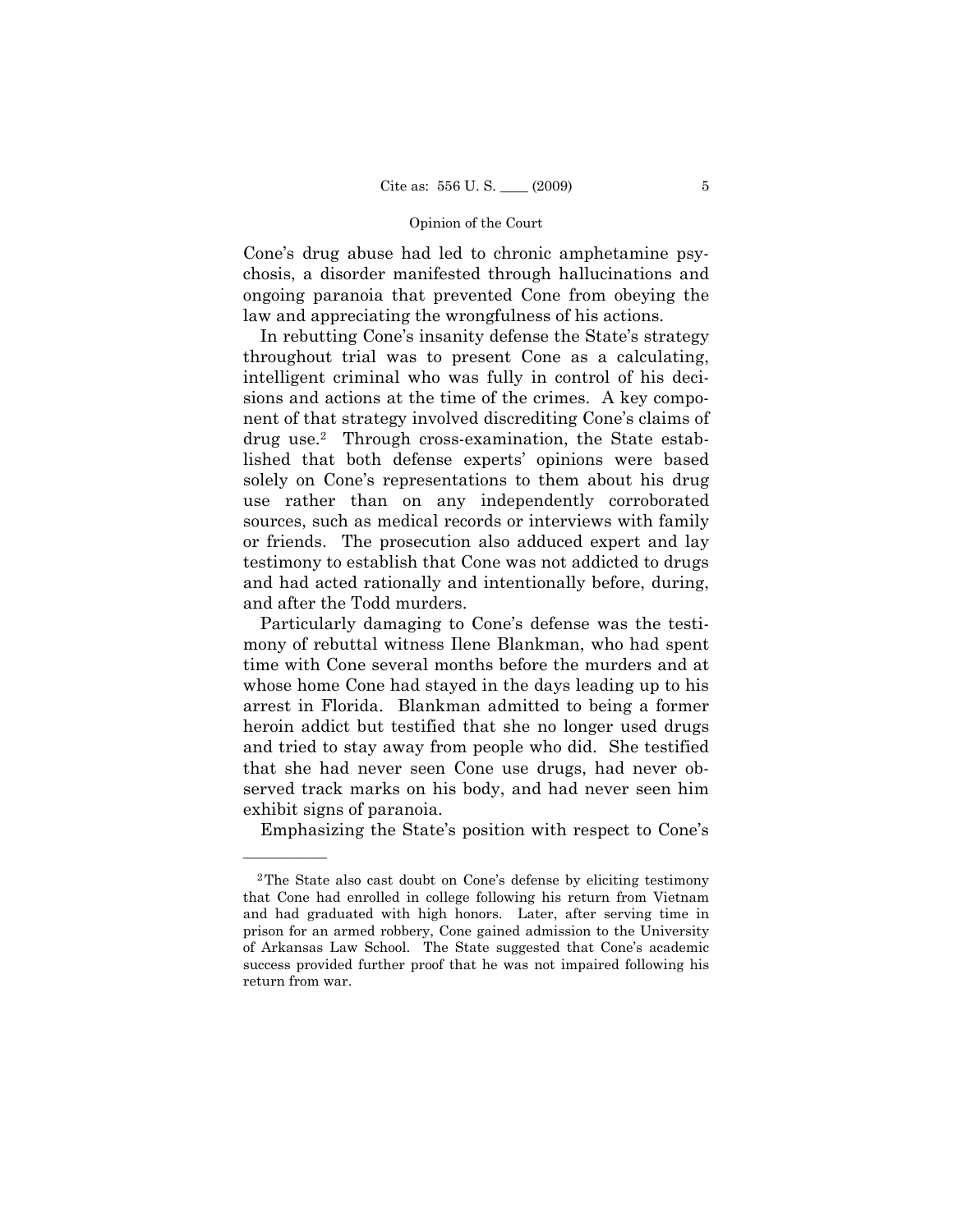Cone's drug abuse had led to chronic amphetamine psychosis, a disorder manifested through hallucinations and ongoing paranoia that prevented Cone from obeying the law and appreciating the wrongfulness of his actions.

In rebutting Cone's insanity defense the State's strategy throughout trial was to present Cone as a calculating, intelligent criminal who was fully in control of his decisions and actions at the time of the crimes. A key component of that strategy involved discrediting Cone's claims of drug use.[2] Through cross-examination, the State established that both defense experts' opinions were based solely on Cone's representations to them about his drug use rather than on any independently corroborated sources, such as medical records or interviews with family or friends. The prosecution also adduced expert and lay testimony to establish that Cone was not addicted to drugs and had acted rationally and intentionally before, during, and after the Todd murders.

Particularly damaging to Cone's defense was the testimony of rebuttal witness Ilene Blankman, who had spent time with Cone several months before the murders and at whose home Cone had stayed in the days leading up to his arrest in Florida. Blankman admitted to being a former heroin addict but testified that she no longer used drugs and tried to stay away from people who did. She testified that she had never seen Cone use drugs, had never observed track marks on his body, and had never seen him exhibit signs of paranoia.

Emphasizing the State's position with respect to Cone's

---

[2] The State also cast doubt on Cone's defense by eliciting testimony that Cone had enrolled in college following his return from Vietnam and had graduated with high honors. Later, after serving time in prison for an armed robbery, Cone gained admission to the University of Arkansas Law School. The State suggested that Cone's academic success provided further proof that he was not impaired following his return from war.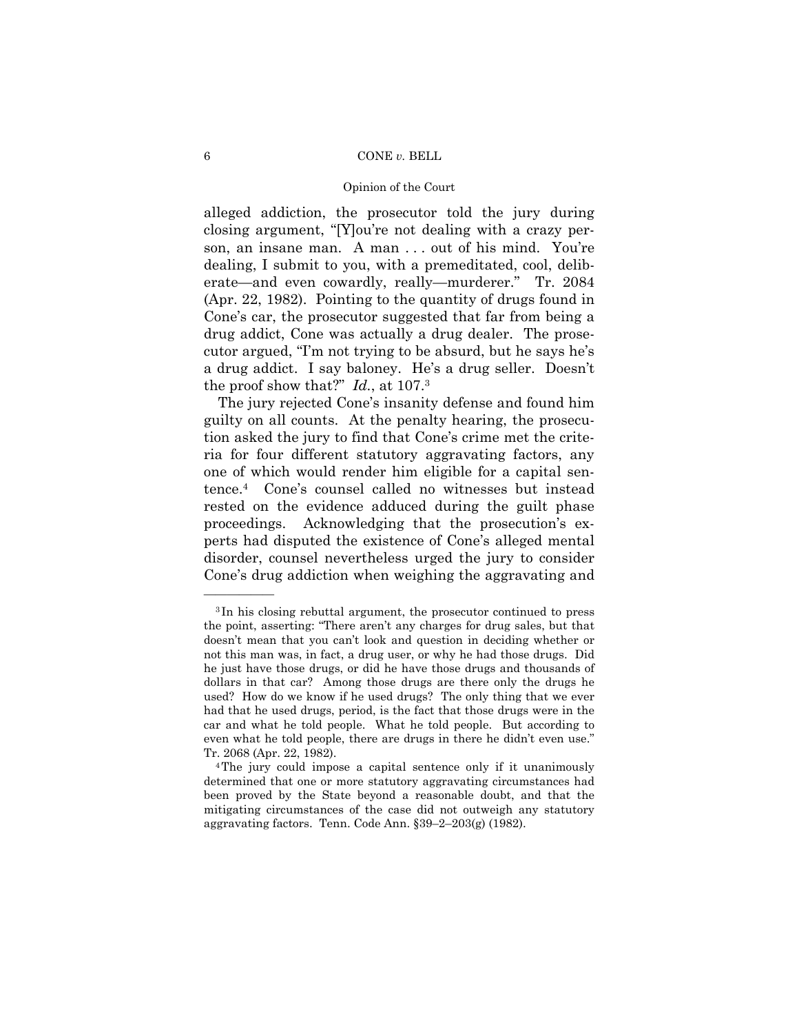alleged addiction, the prosecutor told the jury during closing argument, "[Y]ou're not dealing with a crazy person, an insane man. A man . . . out of his mind. You're dealing, I submit to you, with a premeditated, cool, deliberate—and even cowardly, really—murderer." Tr. 2084 (Apr. 22, 1982). Pointing to the quantity of drugs found in Cone's car, the prosecutor suggested that far from being a drug addict, Cone was actually a drug dealer. The prosecutor argued, "I'm not trying to be absurd, but he says he's a drug addict. I say baloney. He's a drug seller. Doesn't the proof show that?" *Id.*, at 107.[3]

The jury rejected Cone's insanity defense and found him guilty on all counts. At the penalty hearing, the prosecution asked the jury to find that Cone's crime met the criteria for four different statutory aggravating factors, any one of which would render him eligible for a capital sentence.[4] Cone's counsel called no witnesses but instead rested on the evidence adduced during the guilt phase proceedings. Acknowledging that the prosecution's experts had disputed the existence of Cone's alleged mental disorder, counsel nevertheless urged the jury to consider Cone's drug addiction when weighing the aggravating and

---

[3] In his closing rebuttal argument, the prosecutor continued to press the point, asserting: "There aren't any charges for drug sales, but that doesn't mean that you can't look and question in deciding whether or not this man was, in fact, a drug user, or why he had those drugs. Did he just have those drugs, or did he have those drugs and thousands of dollars in that car? Among those drugs are there only the drugs he used? How do we know if he used drugs? The only thing that we ever had that he used drugs, period, is the fact that those drugs were in the car and what he told people. What he told people. But according to even what he told people, there are drugs in there he didn't even use." Tr. 2068 (Apr. 22, 1982).

[4] The jury could impose a capital sentence only if it unanimously determined that one or more statutory aggravating circumstances had been proved by the State beyond a reasonable doubt, and that the mitigating circumstances of the case did not outweigh any statutory aggravating factors. Tenn. Code Ann. §39–2–203(g) (1982).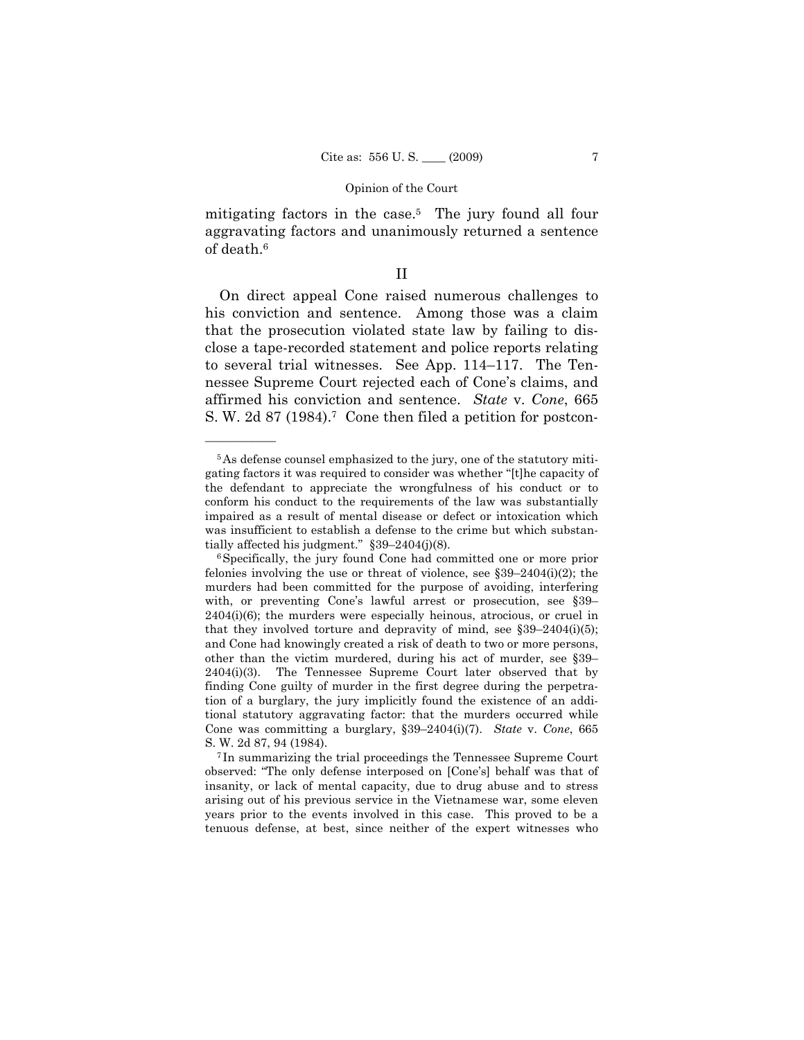mitigating factors in the case.[5] The jury found all four aggravating factors and unanimously returned a sentence of death.[6]

## II

On direct appeal Cone raised numerous challenges to his conviction and sentence. Among those was a claim that the prosecution violated state law by failing to disclose a tape-recorded statement and police reports relating to several trial witnesses. See App. 114–117. The Tennessee Supreme Court rejected each of Cone's claims, and affirmed his conviction and sentence. *State* v. *Cone*, 665 S. W. 2d 87 (1984).[7] Cone then filed a petition for postcon-

---

[5] As defense counsel emphasized to the jury, one of the statutory mitigating factors it was required to consider was whether "[t]he capacity of the defendant to appreciate the wrongfulness of his conduct or to conform his conduct to the requirements of the law was substantially impaired as a result of mental disease or defect or intoxication which was insufficient to establish a defense to the crime but which substantially affected his judgment." §39–2404(j)(8).

[6] Specifically, the jury found Cone had committed one or more prior felonies involving the use or threat of violence, see §39–2404(i)(2); the murders had been committed for the purpose of avoiding, interfering with, or preventing Cone's lawful arrest or prosecution, see §39–2404(i)(6); the murders were especially heinous, atrocious, or cruel in that they involved torture and depravity of mind, see §39–2404(i)(5); and Cone had knowingly created a risk of death to two or more persons, other than the victim murdered, during his act of murder, see §39–2404(i)(3). The Tennessee Supreme Court later observed that by finding Cone guilty of murder in the first degree during the perpetration of a burglary, the jury implicitly found the existence of an additional statutory aggravating factor: that the murders occurred while Cone was committing a burglary, §39–2404(i)(7). *State* v. *Cone*, 665 S. W. 2d 87, 94 (1984).

[7] In summarizing the trial proceedings the Tennessee Supreme Court observed: "The only defense interposed on [Cone's] behalf was that of insanity, or lack of mental capacity, due to drug abuse and to stress arising out of his previous service in the Vietnamese war, some eleven years prior to the events involved in this case. This proved to be a tenuous defense, at best, since neither of the expert witnesses who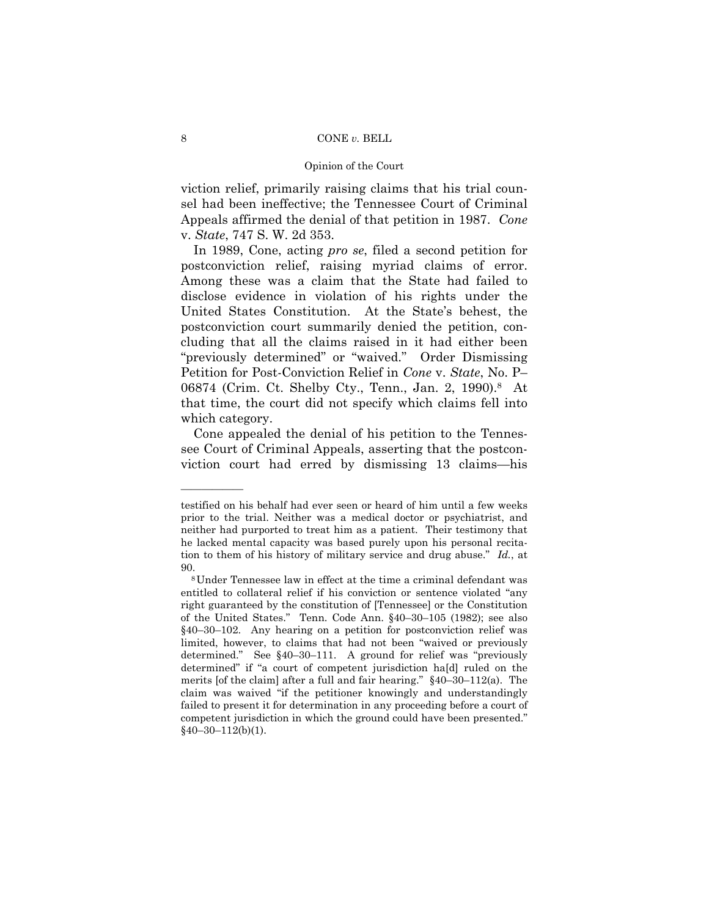viction relief, primarily raising claims that his trial counsel had been ineffective; the Tennessee Court of Criminal Appeals affirmed the denial of that petition in 1987. *Cone* v. *State*, 747 S. W. 2d 353.

In 1989, Cone, acting *pro se*, filed a second petition for postconviction relief, raising myriad claims of error. Among these was a claim that the State had failed to disclose evidence in violation of his rights under the United States Constitution. At the State's behest, the postconviction court summarily denied the petition, concluding that all the claims raised in it had either been "previously determined" or "waived." Order Dismissing Petition for Post-Conviction Relief in *Cone* v. *State*, No. P–06874 (Crim. Ct. Shelby Cty., Tenn., Jan. 2, 1990).[8] At that time, the court did not specify which claims fell into which category.

Cone appealed the denial of his petition to the Tennessee Court of Criminal Appeals, asserting that the postconviction court had erred by dismissing 13 claims—his

---

testified on his behalf had ever seen or heard of him until a few weeks prior to the trial. Neither was a medical doctor or psychiatrist, and neither had purported to treat him as a patient. Their testimony that he lacked mental capacity was based purely upon his personal recitation to them of his history of military service and drug abuse." *Id.*, at 90.

[8] Under Tennessee law in effect at the time a criminal defendant was entitled to collateral relief if his conviction or sentence violated "any right guaranteed by the constitution of [Tennessee] or the Constitution of the United States." Tenn. Code Ann. §40–30–105 (1982); see also §40–30–102. Any hearing on a petition for postconviction relief was limited, however, to claims that had not been "waived or previously determined." See §40–30–111. A ground for relief was "previously determined" if "a court of competent jurisdiction ha[d] ruled on the merits [of the claim] after a full and fair hearing." §40–30–112(a). The claim was waived "if the petitioner knowingly and understandingly failed to present it for determination in any proceeding before a court of competent jurisdiction in which the ground could have been presented." §40–30–112(b)(1).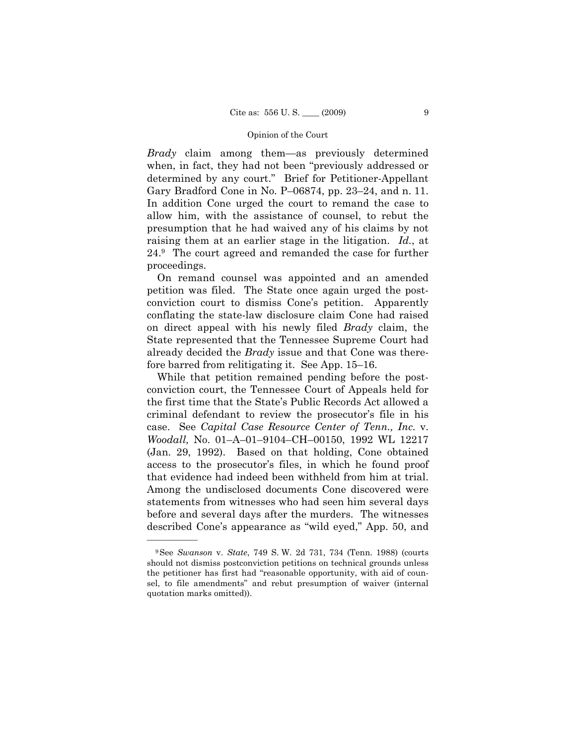*Brady* claim among them—as previously determined when, in fact, they had not been "previously addressed or determined by any court." Brief for Petitioner-Appellant Gary Bradford Cone in No. P–06874, pp. 23–24, and n. 11. In addition Cone urged the court to remand the case to allow him, with the assistance of counsel, to rebut the presumption that he had waived any of his claims by not raising them at an earlier stage in the litigation. *Id.*, at 24.[9] The court agreed and remanded the case for further proceedings.

On remand counsel was appointed and an amended petition was filed. The State once again urged the postconviction court to dismiss Cone's petition. Apparently conflating the state-law disclosure claim Cone had raised on direct appeal with his newly filed *Brady* claim, the State represented that the Tennessee Supreme Court had already decided the *Brady* issue and that Cone was therefore barred from relitigating it. See App. 15–16.

While that petition remained pending before the postconviction court, the Tennessee Court of Appeals held for the first time that the State's Public Records Act allowed a criminal defendant to review the prosecutor's file in his case. See *Capital Case Resource Center of Tenn., Inc.* v. *Woodall,* No. 01–A–01–9104–CH–00150, 1992 WL 12217 (Jan. 29, 1992). Based on that holding, Cone obtained access to the prosecutor's files, in which he found proof that evidence had indeed been withheld from him at trial. Among the undisclosed documents Cone discovered were statements from witnesses who had seen him several days before and several days after the murders. The witnesses described Cone's appearance as "wild eyed," App. 50, and

[9] See *Swanson* v. *State*, 749 S. W. 2d 731, 734 (Tenn. 1988) (courts should not dismiss postconviction petitions on technical grounds unless the petitioner has first had "reasonable opportunity, with aid of counsel, to file amendments" and rebut presumption of waiver (internal quotation marks omitted)).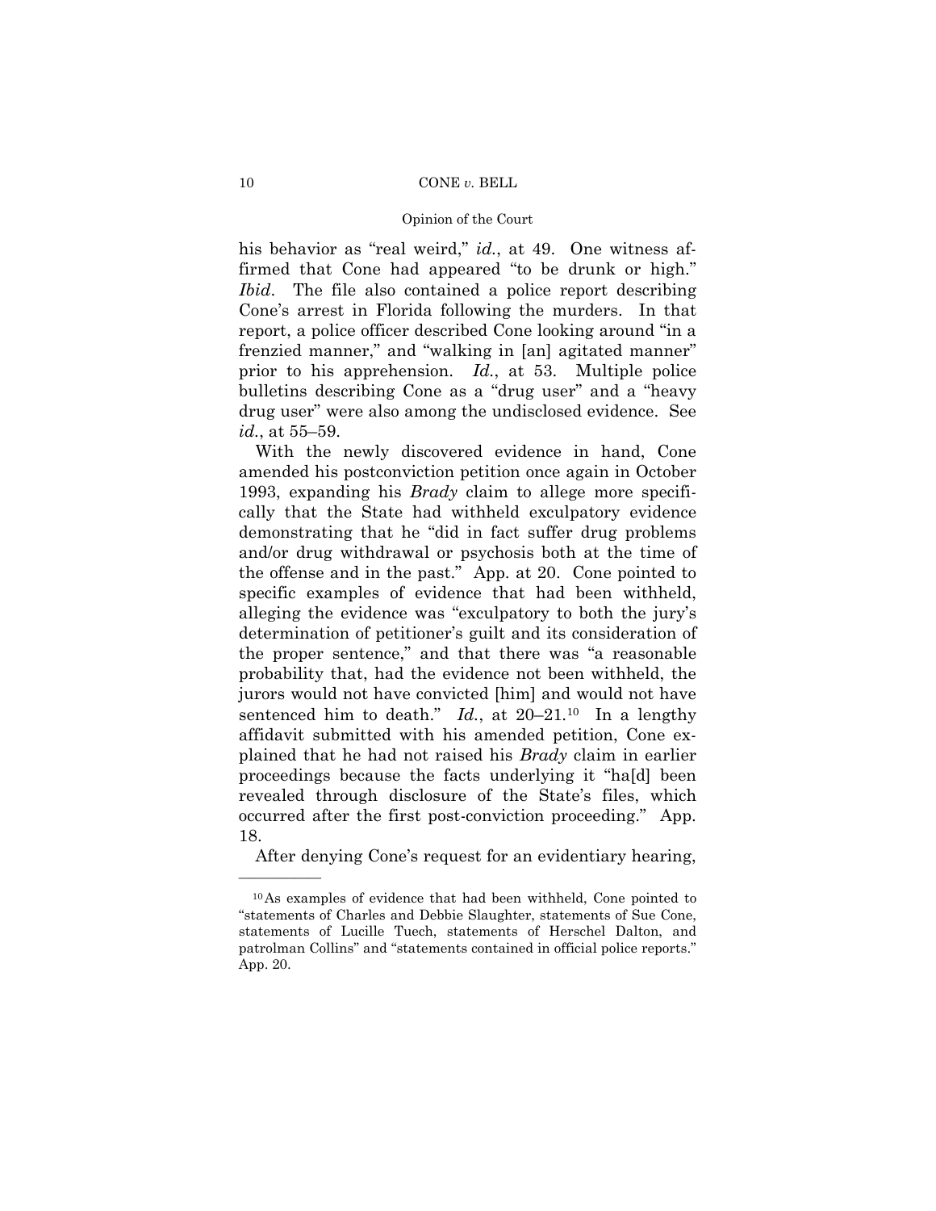his behavior as "real weird," *id.*, at 49. One witness affirmed that Cone had appeared "to be drunk or high." *Ibid*. The file also contained a police report describing Cone's arrest in Florida following the murders. In that report, a police officer described Cone looking around "in a frenzied manner," and "walking in [an] agitated manner" prior to his apprehension. *Id.*, at 53. Multiple police bulletins describing Cone as a "drug user" and a "heavy drug user" were also among the undisclosed evidence. See *id.*, at 55–59.

With the newly discovered evidence in hand, Cone amended his postconviction petition once again in October 1993, expanding his *Brady* claim to allege more specifically that the State had withheld exculpatory evidence demonstrating that he "did in fact suffer drug problems and/or drug withdrawal or psychosis both at the time of the offense and in the past." App. at 20. Cone pointed to specific examples of evidence that had been withheld, alleging the evidence was "exculpatory to both the jury's determination of petitioner's guilt and its consideration of the proper sentence," and that there was "a reasonable probability that, had the evidence not been withheld, the jurors would not have convicted [him] and would not have sentenced him to death." *Id.*, at 20–21.[10] In a lengthy affidavit submitted with his amended petition, Cone explained that he had not raised his *Brady* claim in earlier proceedings because the facts underlying it "ha[d] been revealed through disclosure of the State's files, which occurred after the first post-conviction proceeding." App. 18.

After denying Cone's request for an evidentiary hearing,

---

[10] As examples of evidence that had been withheld, Cone pointed to "statements of Charles and Debbie Slaughter, statements of Sue Cone, statements of Lucille Tuech, statements of Herschel Dalton, and patrolman Collins" and "statements contained in official police reports." App. 20.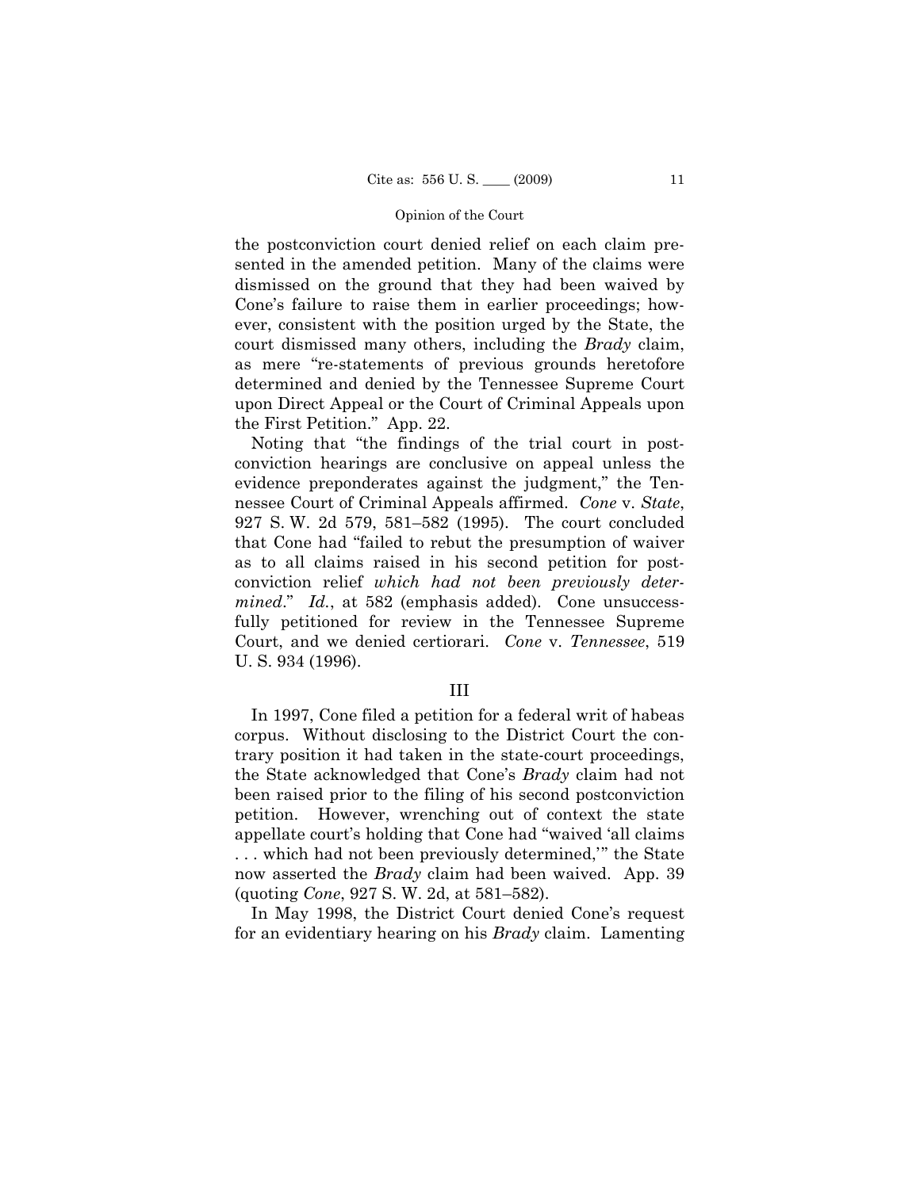the postconviction court denied relief on each claim presented in the amended petition. Many of the claims were dismissed on the ground that they had been waived by Cone's failure to raise them in earlier proceedings; however, consistent with the position urged by the State, the court dismissed many others, including the *Brady* claim, as mere "re-statements of previous grounds heretofore determined and denied by the Tennessee Supreme Court upon Direct Appeal or the Court of Criminal Appeals upon the First Petition." App. 22.

Noting that "the findings of the trial court in post-conviction hearings are conclusive on appeal unless the evidence preponderates against the judgment," the Tennessee Court of Criminal Appeals affirmed. *Cone* v. *State*, 927 S. W. 2d 579, 581–582 (1995). The court concluded that Cone had "failed to rebut the presumption of waiver as to all claims raised in his second petition for post-conviction relief *which had not been previously determined*." *Id.*, at 582 (emphasis added). Cone unsuccessfully petitioned for review in the Tennessee Supreme Court, and we denied certiorari. *Cone* v. *Tennessee*, 519 U. S. 934 (1996).

## III

In 1997, Cone filed a petition for a federal writ of habeas corpus. Without disclosing to the District Court the contrary position it had taken in the state-court proceedings, the State acknowledged that Cone's *Brady* claim had not been raised prior to the filing of his second postconviction petition. However, wrenching out of context the state appellate court's holding that Cone had "waived 'all claims . . . which had not been previously determined,'" the State now asserted the *Brady* claim had been waived. App. 39 (quoting *Cone*, 927 S. W. 2d, at 581–582).

In May 1998, the District Court denied Cone's request for an evidentiary hearing on his *Brady* claim. Lamenting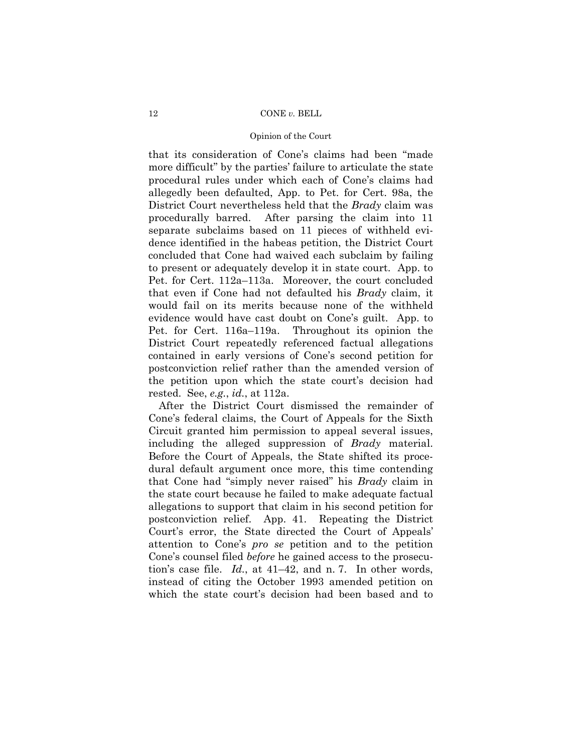that its consideration of Cone's claims had been "made more difficult" by the parties' failure to articulate the state procedural rules under which each of Cone's claims had allegedly been defaulted, App. to Pet. for Cert. 98a, the District Court nevertheless held that the *Brady* claim was procedurally barred. After parsing the claim into 11 separate subclaims based on 11 pieces of withheld evidence identified in the habeas petition, the District Court concluded that Cone had waived each subclaim by failing to present or adequately develop it in state court. App. to Pet. for Cert. 112a–113a. Moreover, the court concluded that even if Cone had not defaulted his *Brady* claim, it would fail on its merits because none of the withheld evidence would have cast doubt on Cone's guilt. App. to Pet. for Cert. 116a–119a. Throughout its opinion the District Court repeatedly referenced factual allegations contained in early versions of Cone's second petition for postconviction relief rather than the amended version of the petition upon which the state court's decision had rested. See, *e.g.*, *id.*, at 112a.

After the District Court dismissed the remainder of Cone's federal claims, the Court of Appeals for the Sixth Circuit granted him permission to appeal several issues, including the alleged suppression of *Brady* material. Before the Court of Appeals, the State shifted its procedural default argument once more, this time contending that Cone had "simply never raised" his *Brady* claim in the state court because he failed to make adequate factual allegations to support that claim in his second petition for postconviction relief. App. 41. Repeating the District Court's error, the State directed the Court of Appeals' attention to Cone's *pro se* petition and to the petition Cone's counsel filed *before* he gained access to the prosecution's case file. *Id.*, at 41–42, and n. 7. In other words, instead of citing the October 1993 amended petition on which the state court's decision had been based and to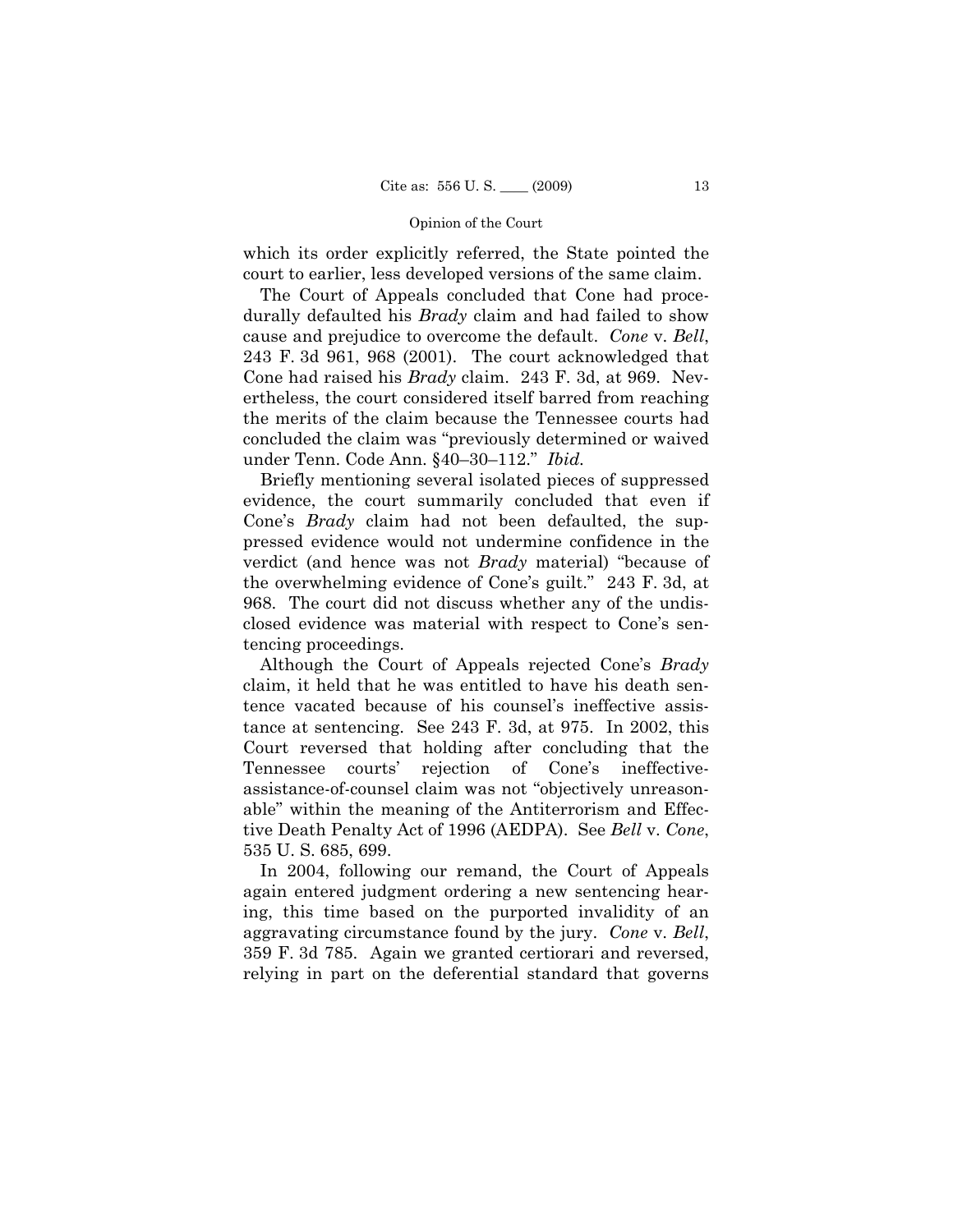which its order explicitly referred, the State pointed the court to earlier, less developed versions of the same claim.

The Court of Appeals concluded that Cone had procedurally defaulted his *Brady* claim and had failed to show cause and prejudice to overcome the default. *Cone* v. *Bell*, 243 F. 3d 961, 968 (2001). The court acknowledged that Cone had raised his *Brady* claim. 243 F. 3d, at 969. Nevertheless, the court considered itself barred from reaching the merits of the claim because the Tennessee courts had concluded the claim was "previously determined or waived under Tenn. Code Ann. §40–30–112." *Ibid.*

Briefly mentioning several isolated pieces of suppressed evidence, the court summarily concluded that even if Cone's *Brady* claim had not been defaulted, the suppressed evidence would not undermine confidence in the verdict (and hence was not *Brady* material) "because of the overwhelming evidence of Cone's guilt." 243 F. 3d, at 968. The court did not discuss whether any of the undisclosed evidence was material with respect to Cone's sentencing proceedings.

Although the Court of Appeals rejected Cone's *Brady* claim, it held that he was entitled to have his death sentence vacated because of his counsel's ineffective assistance at sentencing. See 243 F. 3d, at 975. In 2002, this Court reversed that holding after concluding that the Tennessee courts' rejection of Cone's ineffective-assistance-of-counsel claim was not "objectively unreasonable" within the meaning of the Antiterrorism and Effective Death Penalty Act of 1996 (AEDPA). See *Bell* v. *Cone*, 535 U. S. 685, 699.

In 2004, following our remand, the Court of Appeals again entered judgment ordering a new sentencing hearing, this time based on the purported invalidity of an aggravating circumstance found by the jury. *Cone* v. *Bell*, 359 F. 3d 785. Again we granted certiorari and reversed, relying in part on the deferential standard that governs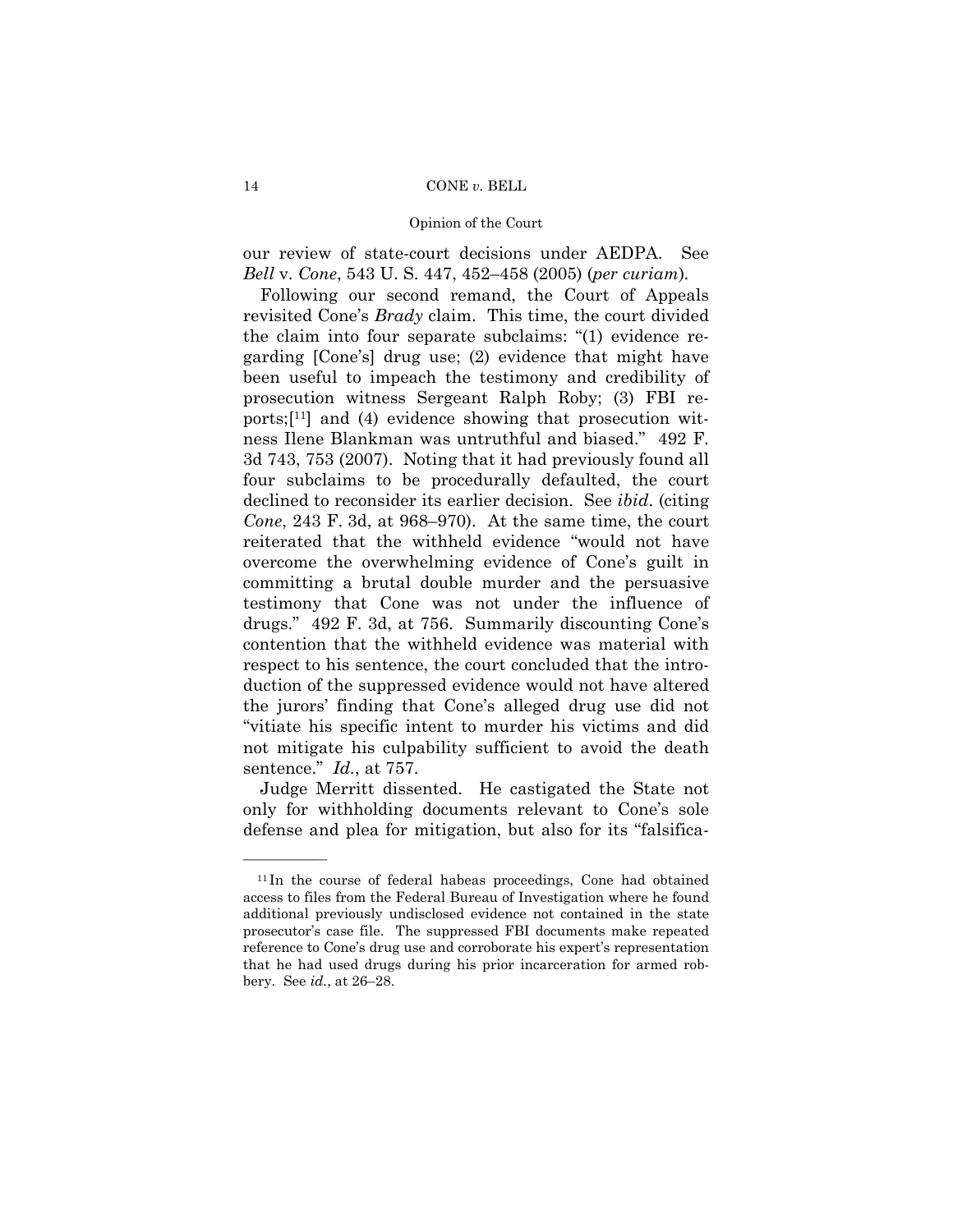our review of state-court decisions under AEDPA. See *Bell* v. *Cone*, 543 U. S. 447, 452–458 (2005) (*per curiam*).

Following our second remand, the Court of Appeals revisited Cone's *Brady* claim. This time, the court divided the claim into four separate subclaims: "(1) evidence regarding [Cone's] drug use; (2) evidence that might have been useful to impeach the testimony and credibility of prosecution witness Sergeant Ralph Roby; (3) FBI reports;[11] and (4) evidence showing that prosecution witness Ilene Blankman was untruthful and biased." 492 F. 3d 743, 753 (2007). Noting that it had previously found all four subclaims to be procedurally defaulted, the court declined to reconsider its earlier decision. See *ibid*. (citing *Cone*, 243 F. 3d, at 968–970). At the same time, the court reiterated that the withheld evidence "would not have overcome the overwhelming evidence of Cone's guilt in committing a brutal double murder and the persuasive testimony that Cone was not under the influence of drugs." 492 F. 3d, at 756. Summarily discounting Cone's contention that the withheld evidence was material with respect to his sentence, the court concluded that the introduction of the suppressed evidence would not have altered the jurors' finding that Cone's alleged drug use did not "vitiate his specific intent to murder his victims and did not mitigate his culpability sufficient to avoid the death sentence." *Id*., at 757.

Judge Merritt dissented. He castigated the State not only for withholding documents relevant to Cone's sole defense and plea for mitigation, but also for its "falsifica-

---

[11] In the course of federal habeas proceedings, Cone had obtained access to files from the Federal Bureau of Investigation where he found additional previously undisclosed evidence not contained in the state prosecutor's case file. The suppressed FBI documents make repeated reference to Cone's drug use and corroborate his expert's representation that he had used drugs during his prior incarceration for armed robbery. See *id*., at 26–28.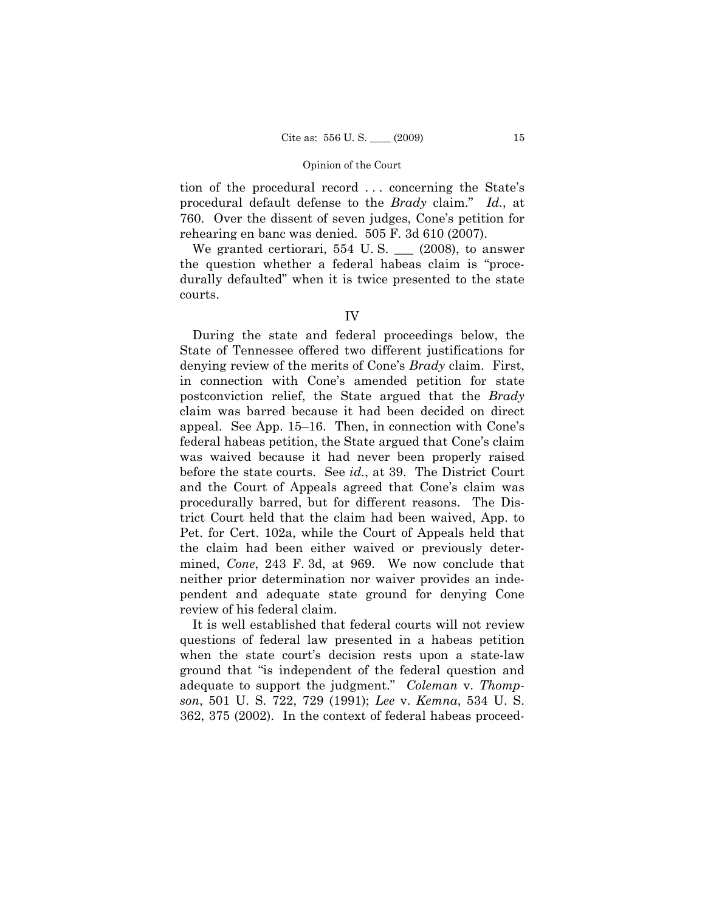tion of the procedural record . . . concerning the State's procedural default defense to the *Brady* claim." *Id.*, at 760. Over the dissent of seven judges, Cone's petition for rehearing en banc was denied. 505 F. 3d 610 (2007).

We granted certiorari, 554 U. S. \_\_\_ (2008), to answer the question whether a federal habeas claim is "procedurally defaulted" when it is twice presented to the state courts.

## IV

During the state and federal proceedings below, the State of Tennessee offered two different justifications for denying review of the merits of Cone's *Brady* claim. First, in connection with Cone's amended petition for state postconviction relief, the State argued that the *Brady* claim was barred because it had been decided on direct appeal. See App. 15–16. Then, in connection with Cone's federal habeas petition, the State argued that Cone's claim was waived because it had never been properly raised before the state courts. See *id.*, at 39. The District Court and the Court of Appeals agreed that Cone's claim was procedurally barred, but for different reasons. The District Court held that the claim had been waived, App. to Pet. for Cert. 102a, while the Court of Appeals held that the claim had been either waived or previously determined, *Cone*, 243 F. 3d, at 969. We now conclude that neither prior determination nor waiver provides an independent and adequate state ground for denying Cone review of his federal claim.

It is well established that federal courts will not review questions of federal law presented in a habeas petition when the state court's decision rests upon a state-law ground that "is independent of the federal question and adequate to support the judgment." *Coleman* v. *Thompson*, 501 U. S. 722, 729 (1991); *Lee* v. *Kemna*, 534 U. S. 362, 375 (2002). In the context of federal habeas proceed-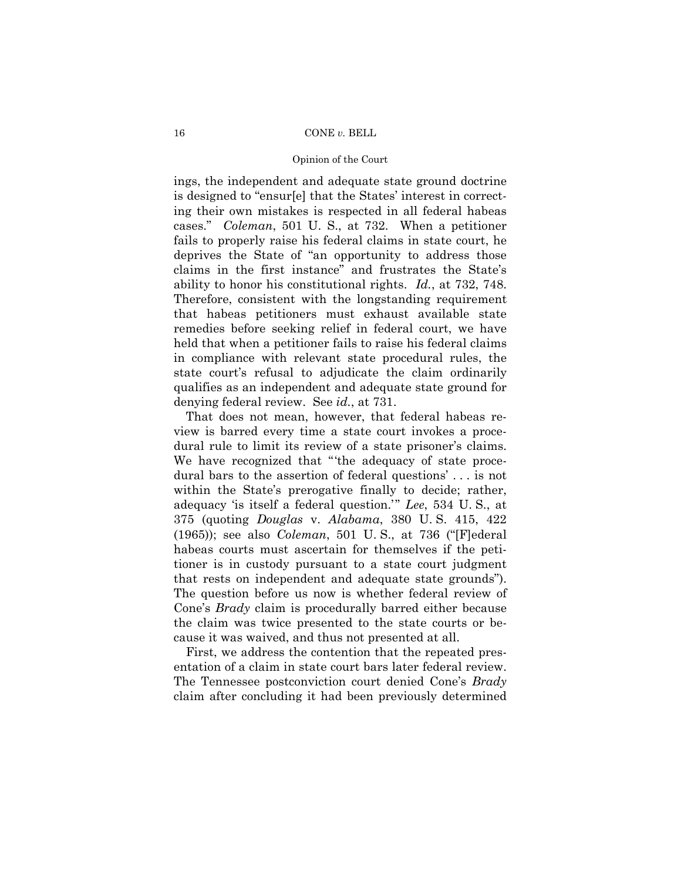ings, the independent and adequate state ground doctrine is designed to "ensur[e] that the States' interest in correcting their own mistakes is respected in all federal habeas cases." *Coleman*, 501 U. S., at 732. When a petitioner fails to properly raise his federal claims in state court, he deprives the State of "an opportunity to address those claims in the first instance" and frustrates the State's ability to honor his constitutional rights. *Id.*, at 732, 748. Therefore, consistent with the longstanding requirement that habeas petitioners must exhaust available state remedies before seeking relief in federal court, we have held that when a petitioner fails to raise his federal claims in compliance with relevant state procedural rules, the state court's refusal to adjudicate the claim ordinarily qualifies as an independent and adequate state ground for denying federal review. See *id.*, at 731.

That does not mean, however, that federal habeas review is barred every time a state court invokes a procedural rule to limit its review of a state prisoner's claims. We have recognized that "'the adequacy of state procedural bars to the assertion of federal questions' . . . is not within the State's prerogative finally to decide; rather, adequacy 'is itself a federal question.'" *Lee*, 534 U. S., at 375 (quoting *Douglas* v. *Alabama*, 380 U. S. 415, 422 (1965)); see also *Coleman*, 501 U. S., at 736 ("[F]ederal habeas courts must ascertain for themselves if the petitioner is in custody pursuant to a state court judgment that rests on independent and adequate state grounds"). The question before us now is whether federal review of Cone's *Brady* claim is procedurally barred either because the claim was twice presented to the state courts or because it was waived, and thus not presented at all.

First, we address the contention that the repeated presentation of a claim in state court bars later federal review. The Tennessee postconviction court denied Cone's *Brady* claim after concluding it had been previously determined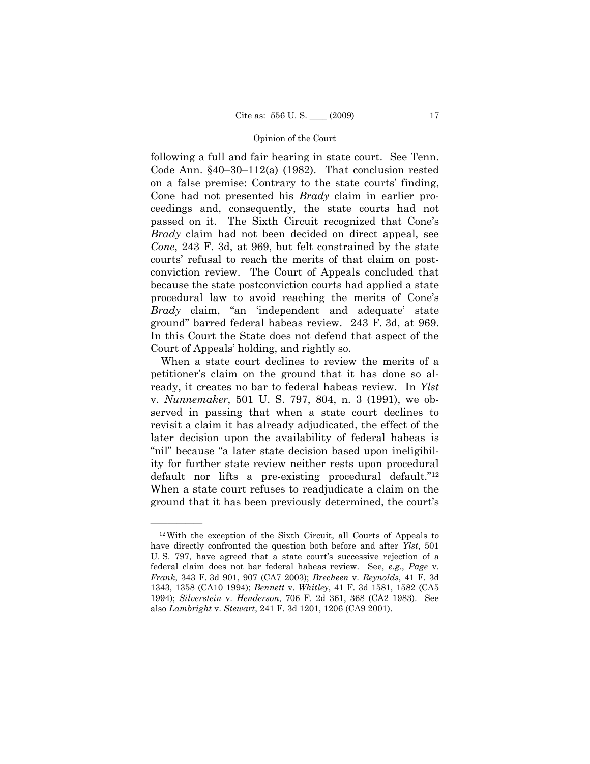following a full and fair hearing in state court. See Tenn. Code Ann. §40–30–112(a) (1982). That conclusion rested on a false premise: Contrary to the state courts' finding, Cone had not presented his *Brady* claim in earlier proceedings and, consequently, the state courts had not passed on it. The Sixth Circuit recognized that Cone's *Brady* claim had not been decided on direct appeal, see *Cone*, 243 F. 3d, at 969, but felt constrained by the state courts' refusal to reach the merits of that claim on postconviction review. The Court of Appeals concluded that because the state postconviction courts had applied a state procedural law to avoid reaching the merits of Cone's *Brady* claim, "an 'independent and adequate' state ground" barred federal habeas review. 243 F. 3d, at 969. In this Court the State does not defend that aspect of the Court of Appeals' holding, and rightly so.

When a state court declines to review the merits of a petitioner's claim on the ground that it has done so already, it creates no bar to federal habeas review. In *Ylst* v. *Nunnemaker*, 501 U. S. 797, 804, n. 3 (1991), we observed in passing that when a state court declines to revisit a claim it has already adjudicated, the effect of the later decision upon the availability of federal habeas is "nil" because "a later state decision based upon ineligibility for further state review neither rests upon procedural default nor lifts a pre-existing procedural default."[12] When a state court refuses to readjudicate a claim on the ground that it has been previously determined, the court's

---

[12] With the exception of the Sixth Circuit, all Courts of Appeals to have directly confronted the question both before and after *Ylst*, 501 U. S. 797, have agreed that a state court's successive rejection of a federal claim does not bar federal habeas review. See, *e.g.*, *Page* v. *Frank*, 343 F. 3d 901, 907 (CA7 2003); *Brecheen* v. *Reynolds*, 41 F. 3d 1343, 1358 (CA10 1994); *Bennett* v. *Whitley*, 41 F. 3d 1581, 1582 (CA5 1994); *Silverstein* v. *Henderson*, 706 F. 2d 361, 368 (CA2 1983). See also *Lambright* v. *Stewart*, 241 F. 3d 1201, 1206 (CA9 2001).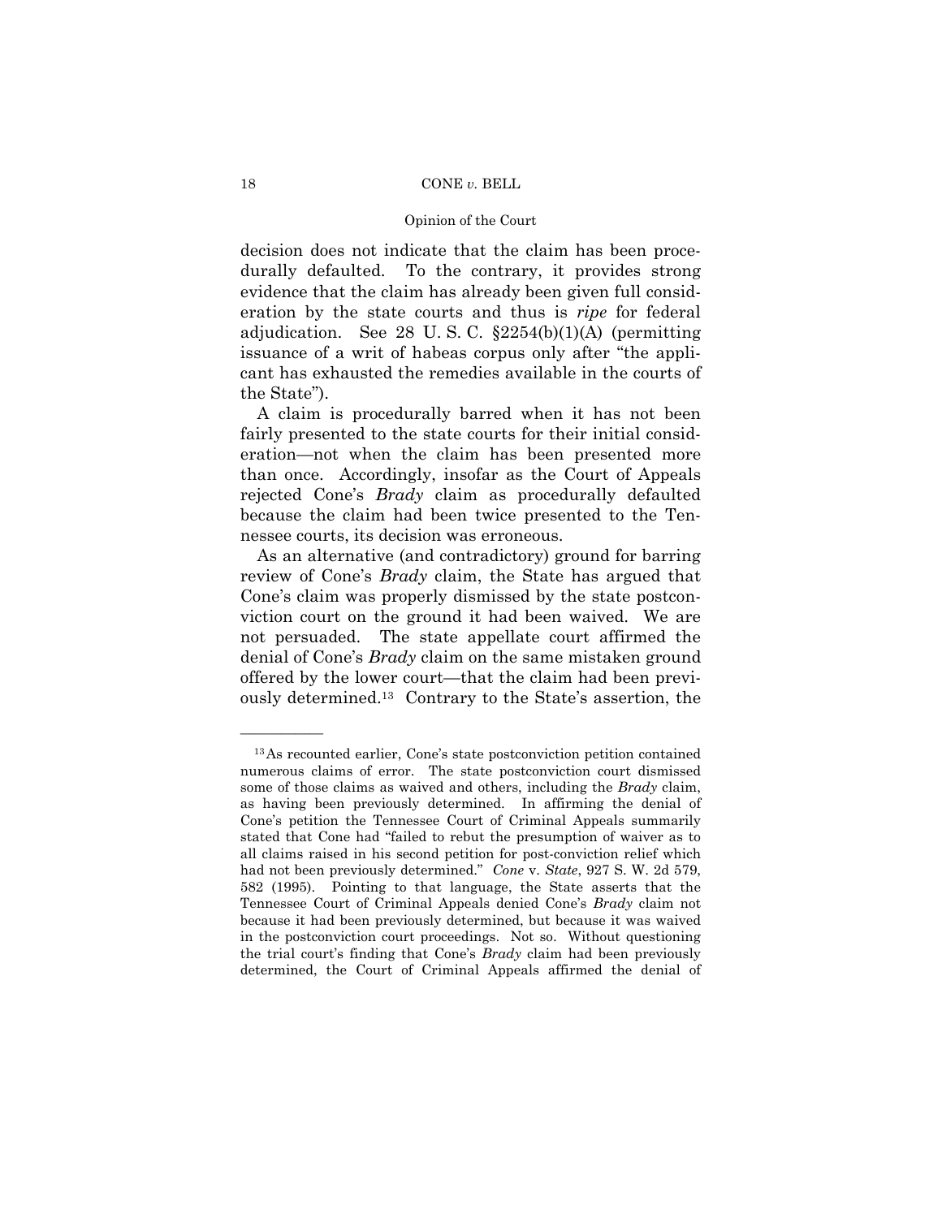decision does not indicate that the claim has been procedurally defaulted. To the contrary, it provides strong evidence that the claim has already been given full consideration by the state courts and thus is *ripe* for federal adjudication. See 28 U. S. C. §2254(b)(1)(A) (permitting issuance of a writ of habeas corpus only after "the applicant has exhausted the remedies available in the courts of the State").

A claim is procedurally barred when it has not been fairly presented to the state courts for their initial consideration—not when the claim has been presented more than once. Accordingly, insofar as the Court of Appeals rejected Cone's *Brady* claim as procedurally defaulted because the claim had been twice presented to the Tennessee courts, its decision was erroneous.

As an alternative (and contradictory) ground for barring review of Cone's *Brady* claim, the State has argued that Cone's claim was properly dismissed by the state postconviction court on the ground it had been waived. We are not persuaded. The state appellate court affirmed the denial of Cone's *Brady* claim on the same mistaken ground offered by the lower court—that the claim had been previously determined.[13] Contrary to the State's assertion, the

---

[13] As recounted earlier, Cone's state postconviction petition contained numerous claims of error. The state postconviction court dismissed some of those claims as waived and others, including the *Brady* claim, as having been previously determined. In affirming the denial of Cone's petition the Tennessee Court of Criminal Appeals summarily stated that Cone had "failed to rebut the presumption of waiver as to all claims raised in his second petition for post-conviction relief which had not been previously determined." *Cone* v. *State*, 927 S. W. 2d 579, 582 (1995). Pointing to that language, the State asserts that the Tennessee Court of Criminal Appeals denied Cone's *Brady* claim not because it had been previously determined, but because it was waived in the postconviction court proceedings. Not so. Without questioning the trial court's finding that Cone's *Brady* claim had been previously determined, the Court of Criminal Appeals affirmed the denial of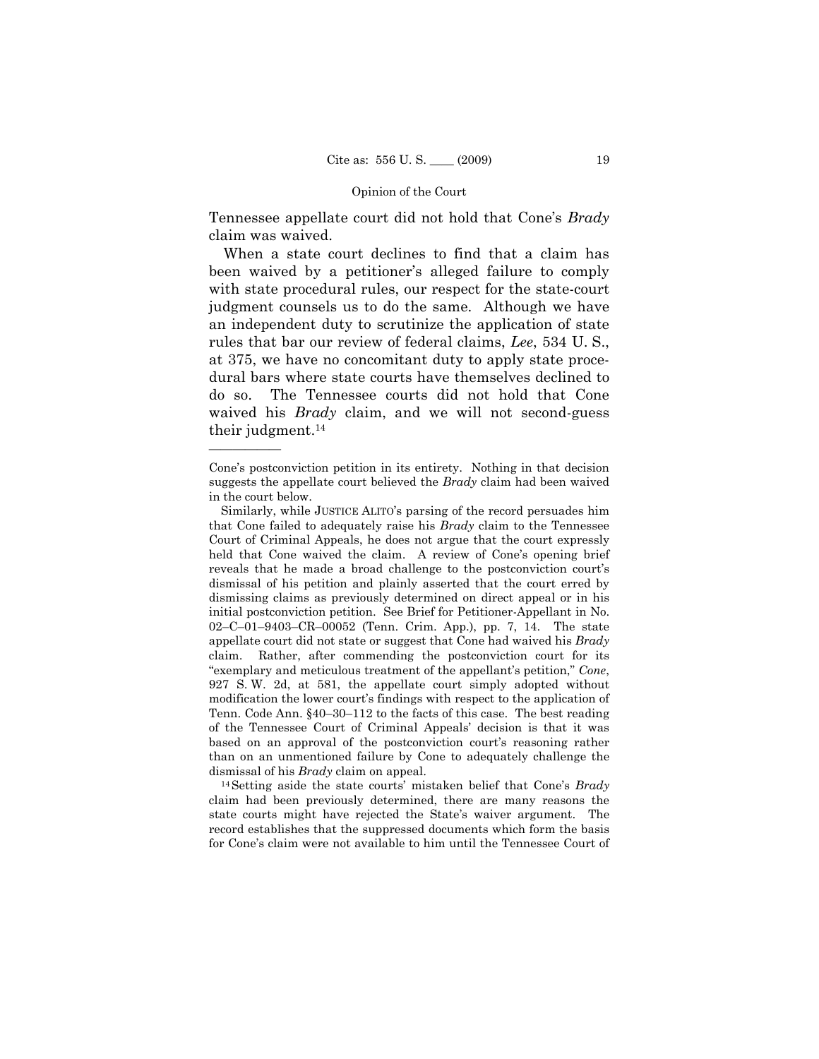Tennessee appellate court did not hold that Cone's *Brady* claim was waived.

When a state court declines to find that a claim has been waived by a petitioner's alleged failure to comply with state procedural rules, our respect for the state-court judgment counsels us to do the same. Although we have an independent duty to scrutinize the application of state rules that bar our review of federal claims, *Lee*, 534 U. S., at 375, we have no concomitant duty to apply state procedural bars where state courts have themselves declined to do so. The Tennessee courts did not hold that Cone waived his *Brady* claim, and we will not second-guess their judgment.[14]

---

Cone's postconviction petition in its entirety. Nothing in that decision suggests the appellate court believed the *Brady* claim had been waived in the court below.

Similarly, while JUSTICE ALITO's parsing of the record persuades him that Cone failed to adequately raise his *Brady* claim to the Tennessee Court of Criminal Appeals, he does not argue that the court expressly held that Cone waived the claim. A review of Cone's opening brief reveals that he made a broad challenge to the postconviction court's dismissal of his petition and plainly asserted that the court erred by dismissing claims as previously determined on direct appeal or in his initial postconviction petition. See Brief for Petitioner-Appellant in No. 02–C–01–9403–CR–00052 (Tenn. Crim. App.), pp. 7, 14. The state appellate court did not state or suggest that Cone had waived his *Brady* claim. Rather, after commending the postconviction court for its "exemplary and meticulous treatment of the appellant's petition," *Cone*, 927 S. W. 2d, at 581, the appellate court simply adopted without modification the lower court's findings with respect to the application of Tenn. Code Ann. §40–30–112 to the facts of this case. The best reading of the Tennessee Court of Criminal Appeals' decision is that it was based on an approval of the postconviction court's reasoning rather than on an unmentioned failure by Cone to adequately challenge the dismissal of his *Brady* claim on appeal.

[14] Setting aside the state courts' mistaken belief that Cone's *Brady* claim had been previously determined, there are many reasons the state courts might have rejected the State's waiver argument. The record establishes that the suppressed documents which form the basis for Cone's claim were not available to him until the Tennessee Court of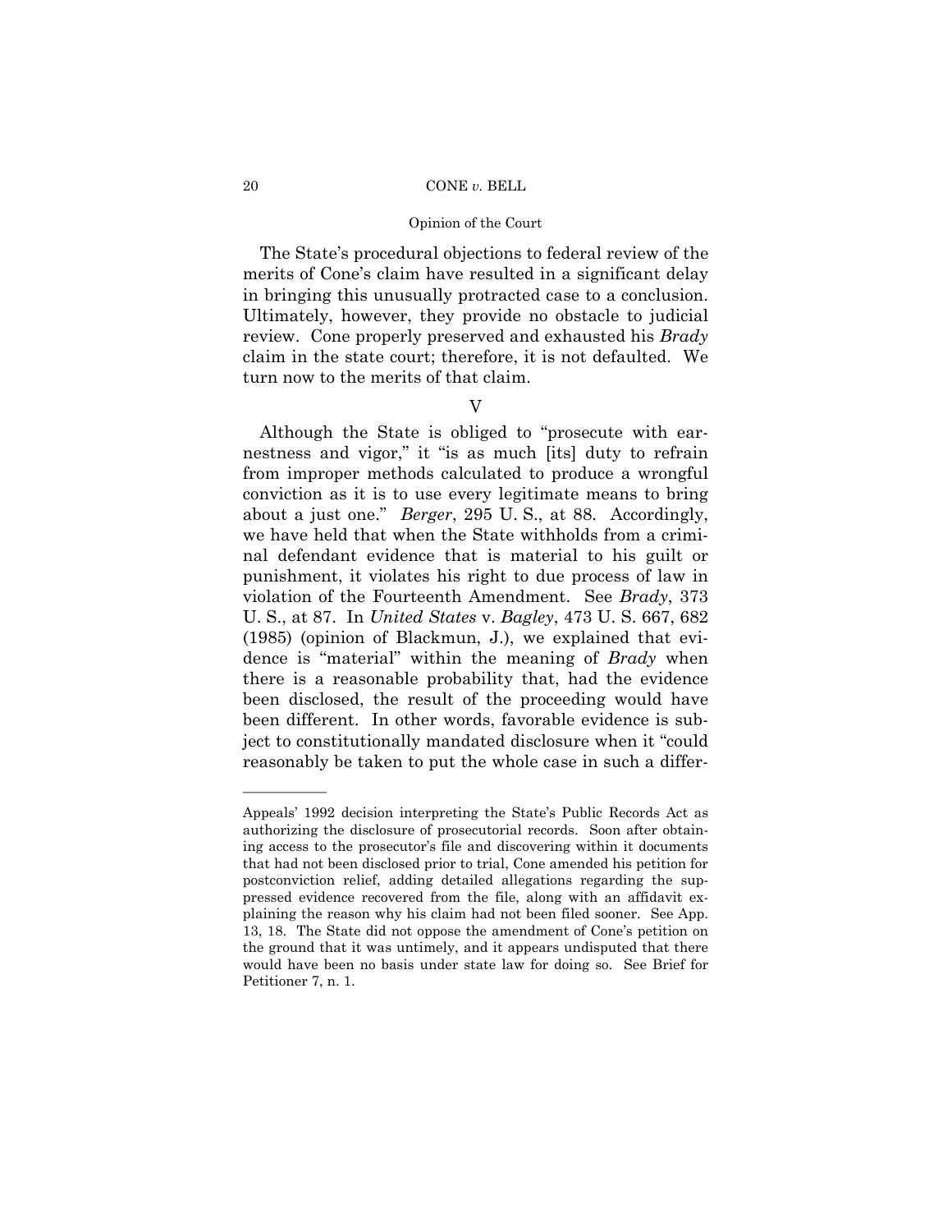The State's procedural objections to federal review of the merits of Cone's claim have resulted in a significant delay in bringing this unusually protracted case to a conclusion. Ultimately, however, they provide no obstacle to judicial review. Cone properly preserved and exhausted his *Brady* claim in the state court; therefore, it is not defaulted. We turn now to the merits of that claim.

V

Although the State is obliged to "prosecute with earnestness and vigor," it "is as much [its] duty to refrain from improper methods calculated to produce a wrongful conviction as it is to use every legitimate means to bring about a just one." *Berger*, 295 U. S., at 88. Accordingly, we have held that when the State withholds from a criminal defendant evidence that is material to his guilt or punishment, it violates his right to due process of law in violation of the Fourteenth Amendment. See *Brady*, 373 U. S., at 87. In *United States* v. *Bagley*, 473 U. S. 667, 682 (1985) (opinion of Blackmun, J.), we explained that evidence is "material" within the meaning of *Brady* when there is a reasonable probability that, had the evidence been disclosed, the result of the proceeding would have been different. In other words, favorable evidence is subject to constitutionally mandated disclosure when it "could reasonably be taken to put the whole case in such a differ-

---

Appeals' 1992 decision interpreting the State's Public Records Act as authorizing the disclosure of prosecutorial records. Soon after obtaining access to the prosecutor's file and discovering within it documents that had not been disclosed prior to trial, Cone amended his petition for postconviction relief, adding detailed allegations regarding the suppressed evidence recovered from the file, along with an affidavit explaining the reason why his claim had not been filed sooner. See App. 13, 18. The State did not oppose the amendment of Cone's petition on the ground that it was untimely, and it appears undisputed that there would have been no basis under state law for doing so. See Brief for Petitioner 7, n. 1.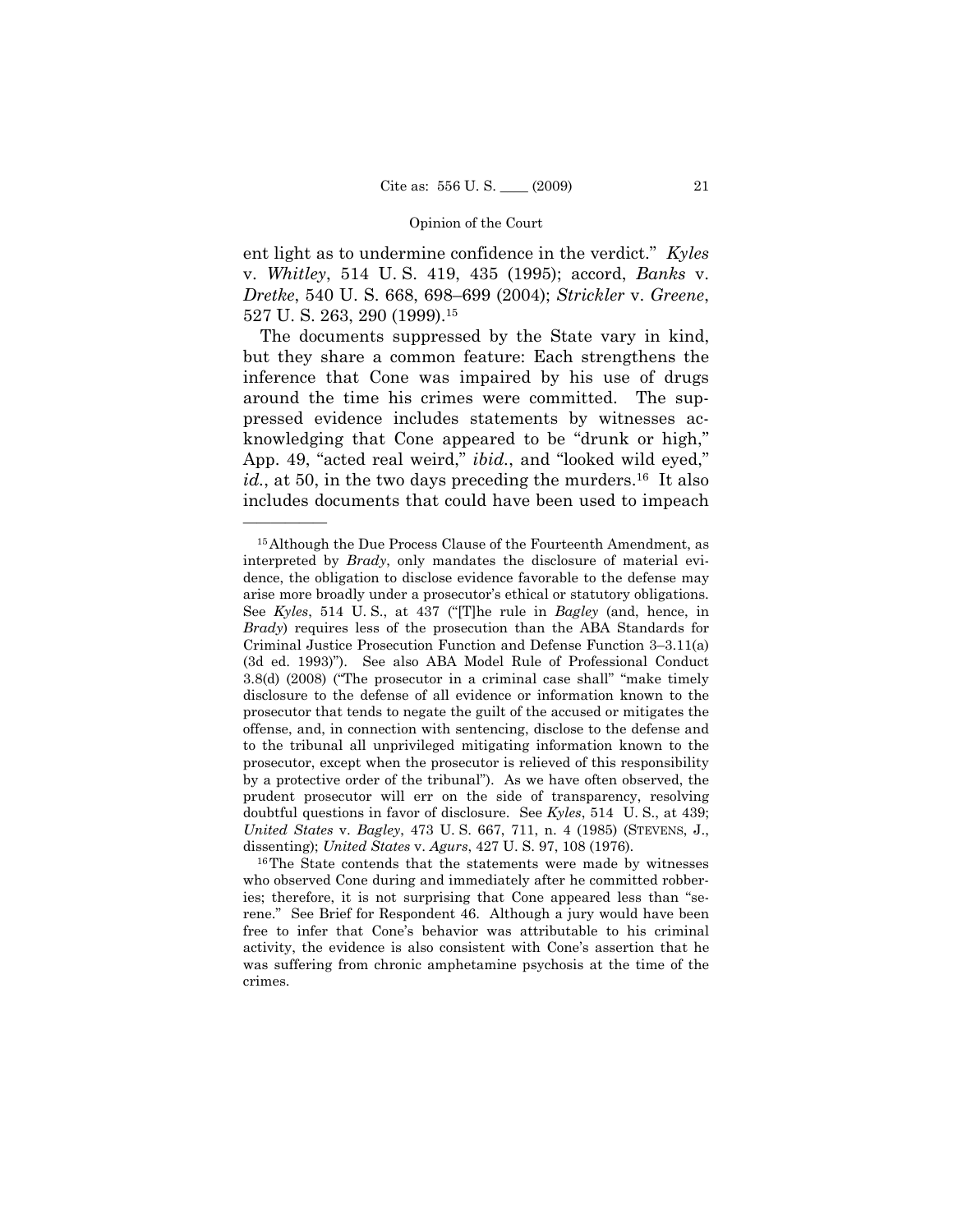ent light as to undermine confidence in the verdict." *Kyles* v. *Whitley*, 514 U. S. 419, 435 (1995); accord, *Banks* v. *Dretke*, 540 U. S. 668, 698–699 (2004); *Strickler* v. *Greene*, 527 U. S. 263, 290 (1999).[15]

The documents suppressed by the State vary in kind, but they share a common feature: Each strengthens the inference that Cone was impaired by his use of drugs around the time his crimes were committed. The suppressed evidence includes statements by witnesses acknowledging that Cone appeared to be "drunk or high," App. 49, "acted real weird," *ibid.*, and "looked wild eyed," *id.*, at 50, in the two days preceding the murders.[16] It also includes documents that could have been used to impeach

---

[15] Although the Due Process Clause of the Fourteenth Amendment, as interpreted by *Brady*, only mandates the disclosure of material evidence, the obligation to disclose evidence favorable to the defense may arise more broadly under a prosecutor's ethical or statutory obligations. See *Kyles*, 514 U. S., at 437 ("[T]he rule in *Bagley* (and, hence, in *Brady*) requires less of the prosecution than the ABA Standards for Criminal Justice Prosecution Function and Defense Function 3–3.11(a) (3d ed. 1993)"). See also ABA Model Rule of Professional Conduct 3.8(d) (2008) ("The prosecutor in a criminal case shall" "make timely disclosure to the defense of all evidence or information known to the prosecutor that tends to negate the guilt of the accused or mitigates the offense, and, in connection with sentencing, disclose to the defense and to the tribunal all unprivileged mitigating information known to the prosecutor, except when the prosecutor is relieved of this responsibility by a protective order of the tribunal"). As we have often observed, the prudent prosecutor will err on the side of transparency, resolving doubtful questions in favor of disclosure. See *Kyles*, 514 U. S., at 439; *United States* v. *Bagley*, 473 U. S. 667, 711, n. 4 (1985) (STEVENS, J., dissenting); *United States* v. *Agurs*, 427 U. S. 97, 108 (1976).

[16] The State contends that the statements were made by witnesses who observed Cone during and immediately after he committed robberies; therefore, it is not surprising that Cone appeared less than "serene." See Brief for Respondent 46. Although a jury would have been free to infer that Cone's behavior was attributable to his criminal activity, the evidence is also consistent with Cone's assertion that he was suffering from chronic amphetamine psychosis at the time of the crimes.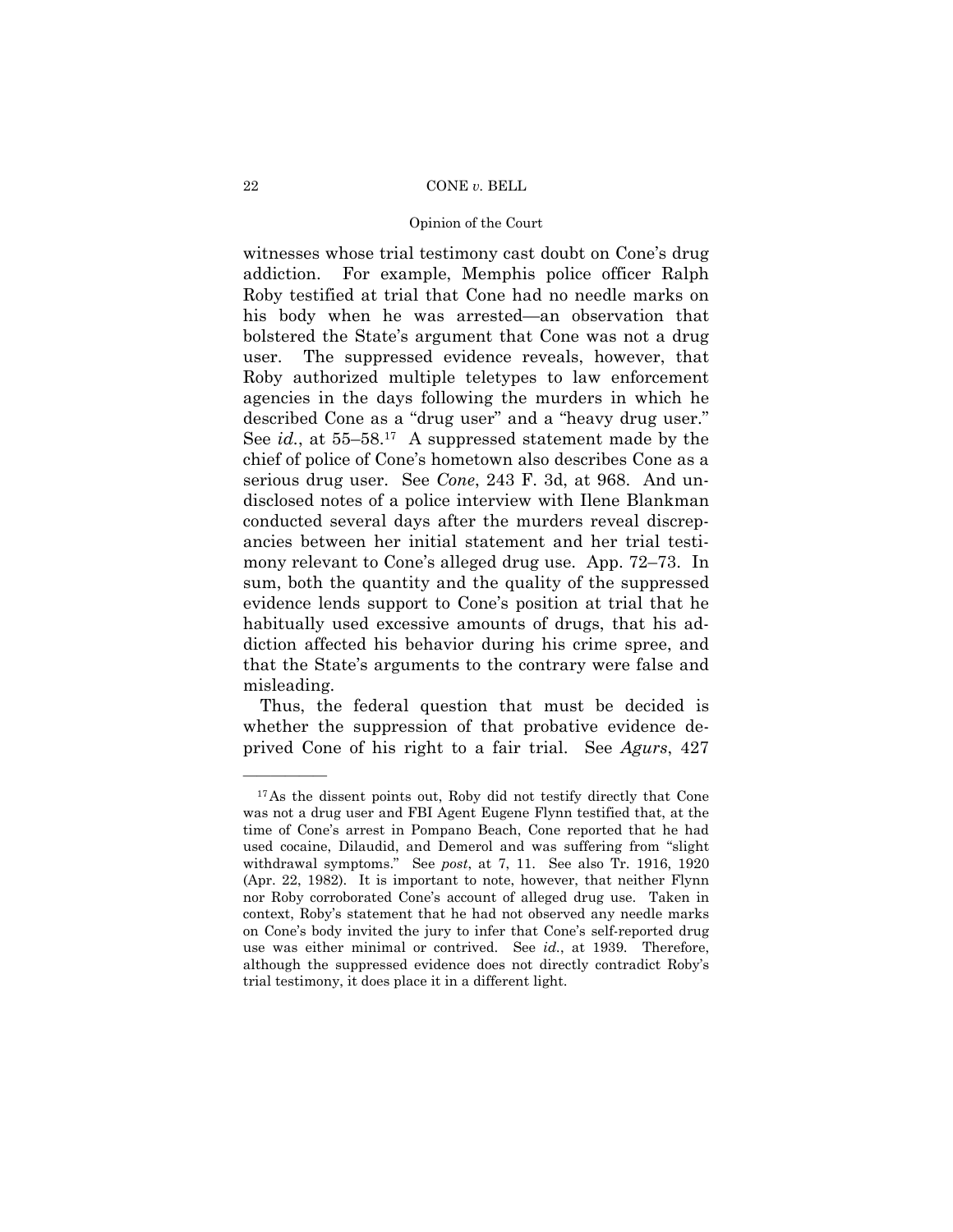witnesses whose trial testimony cast doubt on Cone's drug addiction. For example, Memphis police officer Ralph Roby testified at trial that Cone had no needle marks on his body when he was arrested—an observation that bolstered the State's argument that Cone was not a drug user. The suppressed evidence reveals, however, that Roby authorized multiple teletypes to law enforcement agencies in the days following the murders in which he described Cone as a "drug user" and a "heavy drug user." See *id.*, at 55–58.[17] A suppressed statement made by the chief of police of Cone's hometown also describes Cone as a serious drug user. See *Cone*, 243 F. 3d, at 968. And undisclosed notes of a police interview with Ilene Blankman conducted several days after the murders reveal discrepancies between her initial statement and her trial testimony relevant to Cone's alleged drug use. App. 72–73. In sum, both the quantity and the quality of the suppressed evidence lends support to Cone's position at trial that he habitually used excessive amounts of drugs, that his addiction affected his behavior during his crime spree, and that the State's arguments to the contrary were false and misleading.

Thus, the federal question that must be decided is whether the suppression of that probative evidence deprived Cone of his right to a fair trial. See *Agurs*, 427

---

[17] As the dissent points out, Roby did not testify directly that Cone was not a drug user and FBI Agent Eugene Flynn testified that, at the time of Cone's arrest in Pompano Beach, Cone reported that he had used cocaine, Dilaudid, and Demerol and was suffering from "slight withdrawal symptoms." See *post*, at 7, 11. See also Tr. 1916, 1920 (Apr. 22, 1982). It is important to note, however, that neither Flynn nor Roby corroborated Cone's account of alleged drug use. Taken in context, Roby's statement that he had not observed any needle marks on Cone's body invited the jury to infer that Cone's self-reported drug use was either minimal or contrived. See *id.*, at 1939. Therefore, although the suppressed evidence does not directly contradict Roby's trial testimony, it does place it in a different light.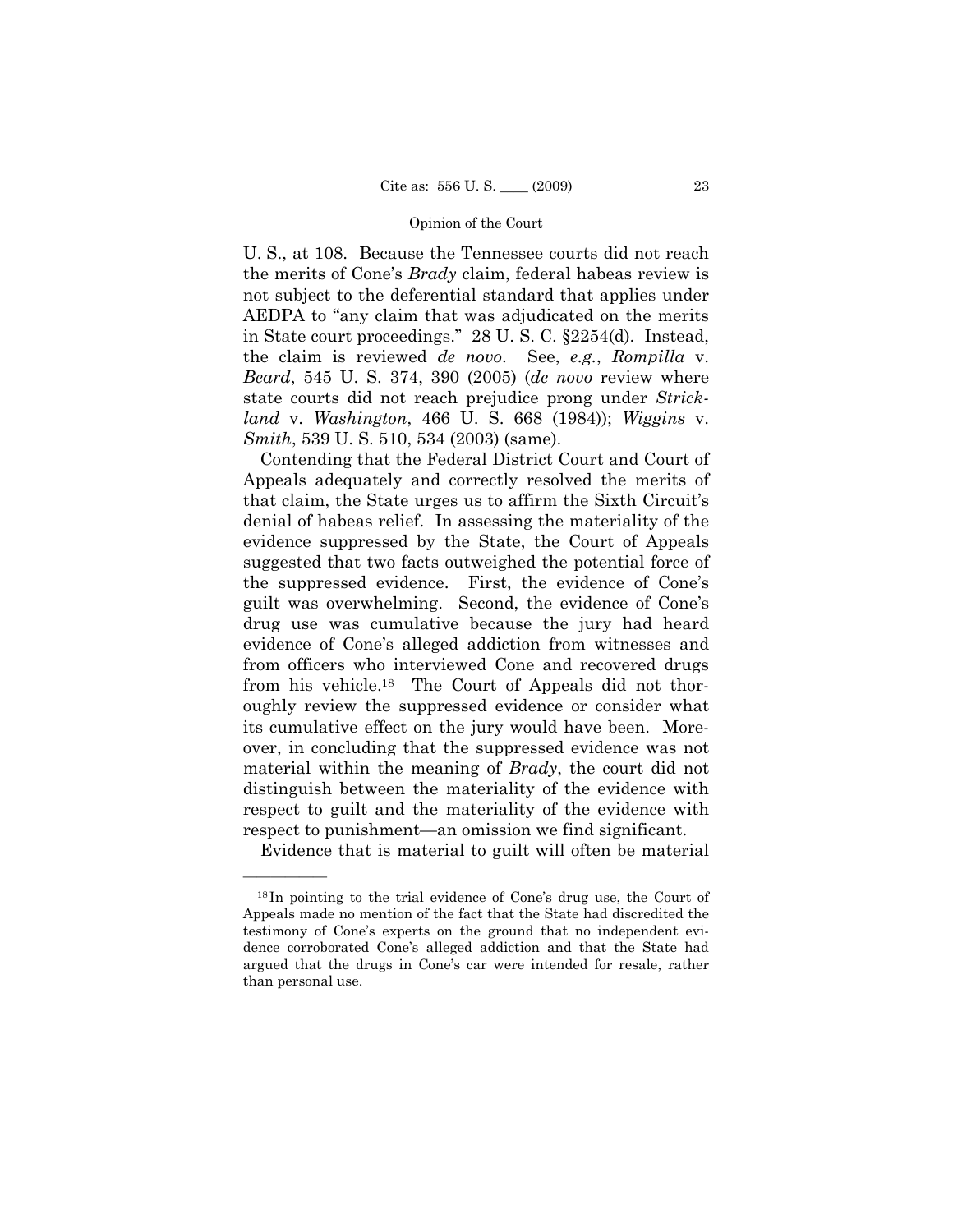U. S., at 108. Because the Tennessee courts did not reach the merits of Cone's *Brady* claim, federal habeas review is not subject to the deferential standard that applies under AEDPA to "any claim that was adjudicated on the merits in State court proceedings." 28 U. S. C. §2254(d). Instead, the claim is reviewed *de novo*. See, *e.g.*, *Rompilla* v. *Beard*, 545 U. S. 374, 390 (2005) (*de novo* review where state courts did not reach prejudice prong under *Strickland* v. *Washington*, 466 U. S. 668 (1984)); *Wiggins* v. *Smith*, 539 U. S. 510, 534 (2003) (same).

Contending that the Federal District Court and Court of Appeals adequately and correctly resolved the merits of that claim, the State urges us to affirm the Sixth Circuit's denial of habeas relief. In assessing the materiality of the evidence suppressed by the State, the Court of Appeals suggested that two facts outweighed the potential force of the suppressed evidence. First, the evidence of Cone's guilt was overwhelming. Second, the evidence of Cone's drug use was cumulative because the jury had heard evidence of Cone's alleged addiction from witnesses and from officers who interviewed Cone and recovered drugs from his vehicle.[18] The Court of Appeals did not thoroughly review the suppressed evidence or consider what its cumulative effect on the jury would have been. Moreover, in concluding that the suppressed evidence was not material within the meaning of *Brady*, the court did not distinguish between the materiality of the evidence with respect to guilt and the materiality of the evidence with respect to punishment—an omission we find significant.

Evidence that is material to guilt will often be material

---

[18] In pointing to the trial evidence of Cone's drug use, the Court of Appeals made no mention of the fact that the State had discredited the testimony of Cone's experts on the ground that no independent evidence corroborated Cone's alleged addiction and that the State had argued that the drugs in Cone's car were intended for resale, rather than personal use.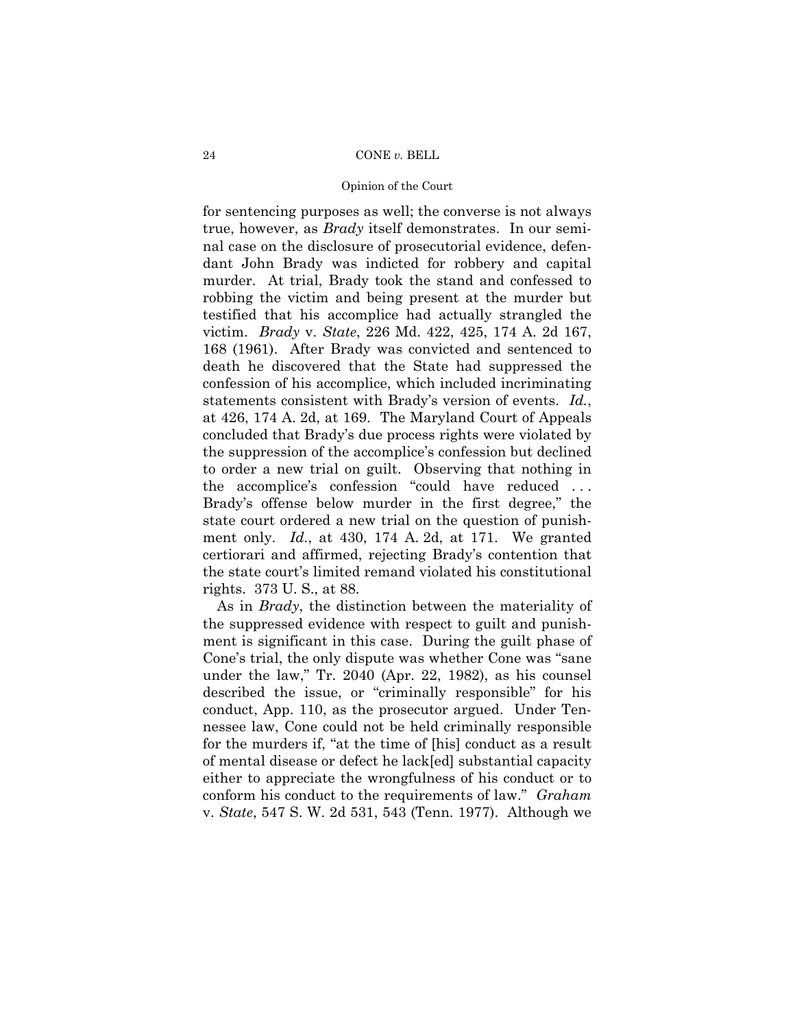for sentencing purposes as well; the converse is not always true, however, as *Brady* itself demonstrates. In our seminal case on the disclosure of prosecutorial evidence, defendant John Brady was indicted for robbery and capital murder. At trial, Brady took the stand and confessed to robbing the victim and being present at the murder but testified that his accomplice had actually strangled the victim. *Brady* v. *State*, 226 Md. 422, 425, 174 A. 2d 167, 168 (1961). After Brady was convicted and sentenced to death he discovered that the State had suppressed the confession of his accomplice, which included incriminating statements consistent with Brady's version of events. *Id.*, at 426, 174 A. 2d, at 169. The Maryland Court of Appeals concluded that Brady's due process rights were violated by the suppression of the accomplice's confession but declined to order a new trial on guilt. Observing that nothing in the accomplice's confession "could have reduced . . . Brady's offense below murder in the first degree," the state court ordered a new trial on the question of punishment only. *Id.*, at 430, 174 A. 2d, at 171. We granted certiorari and affirmed, rejecting Brady's contention that the state court's limited remand violated his constitutional rights. 373 U. S., at 88.

As in *Brady*, the distinction between the materiality of the suppressed evidence with respect to guilt and punishment is significant in this case. During the guilt phase of Cone's trial, the only dispute was whether Cone was "sane under the law," Tr. 2040 (Apr. 22, 1982), as his counsel described the issue, or "criminally responsible" for his conduct, App. 110, as the prosecutor argued. Under Tennessee law, Cone could not be held criminally responsible for the murders if, "at the time of [his] conduct as a result of mental disease or defect he lack[ed] substantial capacity either to appreciate the wrongfulness of his conduct or to conform his conduct to the requirements of law." *Graham* v. *State*, 547 S. W. 2d 531, 543 (Tenn. 1977). Although we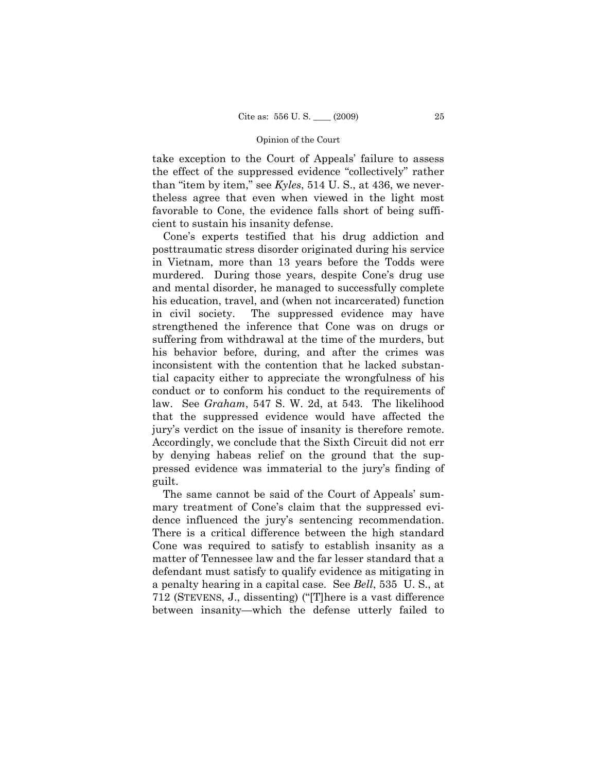take exception to the Court of Appeals' failure to assess the effect of the suppressed evidence "collectively" rather than "item by item," see *Kyles*, 514 U. S., at 436, we nevertheless agree that even when viewed in the light most favorable to Cone, the evidence falls short of being sufficient to sustain his insanity defense.

Cone's experts testified that his drug addiction and posttraumatic stress disorder originated during his service in Vietnam, more than 13 years before the Todds were murdered. During those years, despite Cone's drug use and mental disorder, he managed to successfully complete his education, travel, and (when not incarcerated) function in civil society. The suppressed evidence may have strengthened the inference that Cone was on drugs or suffering from withdrawal at the time of the murders, but his behavior before, during, and after the crimes was inconsistent with the contention that he lacked substantial capacity either to appreciate the wrongfulness of his conduct or to conform his conduct to the requirements of law. See *Graham*, 547 S. W. 2d, at 543. The likelihood that the suppressed evidence would have affected the jury's verdict on the issue of insanity is therefore remote. Accordingly, we conclude that the Sixth Circuit did not err by denying habeas relief on the ground that the suppressed evidence was immaterial to the jury's finding of guilt.

The same cannot be said of the Court of Appeals' summary treatment of Cone's claim that the suppressed evidence influenced the jury's sentencing recommendation. There is a critical difference between the high standard Cone was required to satisfy to establish insanity as a matter of Tennessee law and the far lesser standard that a defendant must satisfy to qualify evidence as mitigating in a penalty hearing in a capital case. See *Bell*, 535 U. S., at 712 (STEVENS, J., dissenting) ("[T]here is a vast difference between insanity—which the defense utterly failed to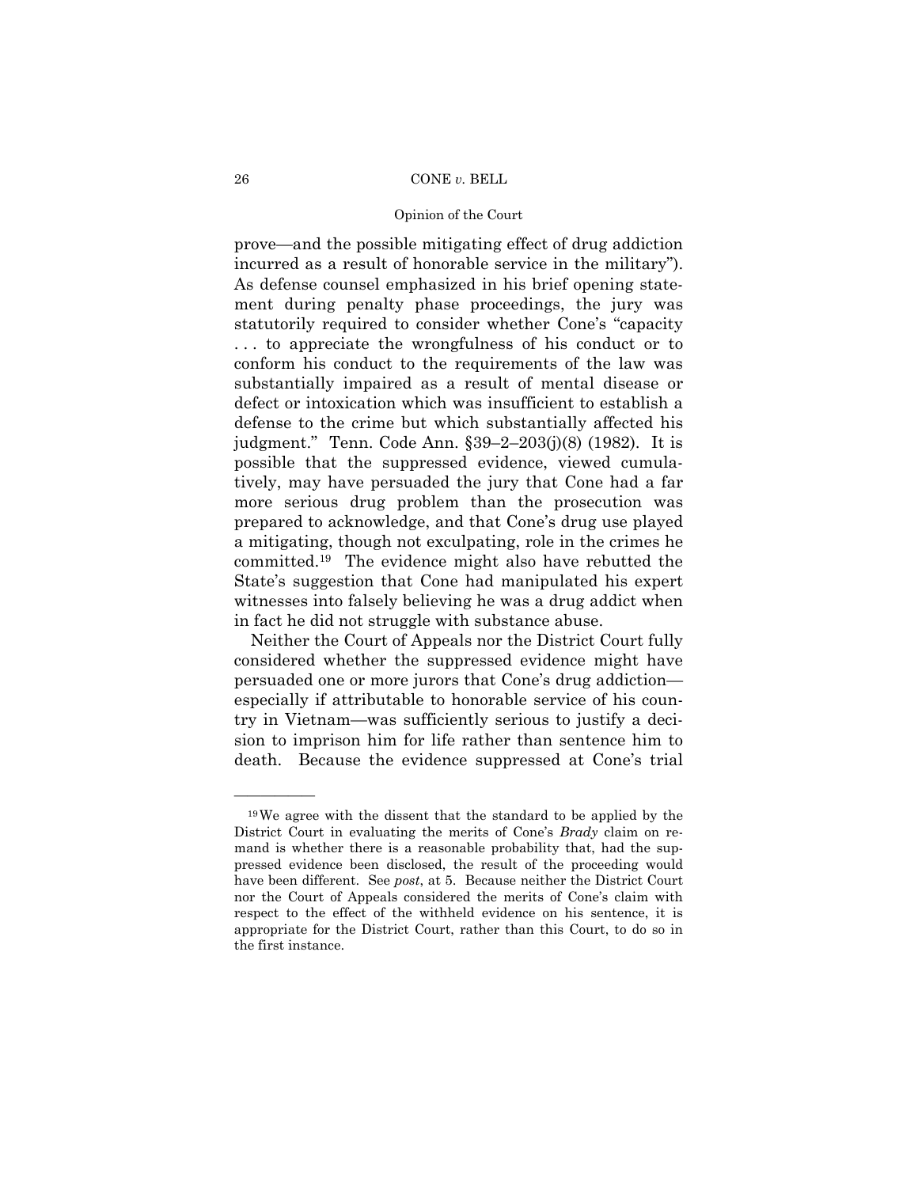prove—and the possible mitigating effect of drug addiction incurred as a result of honorable service in the military"). As defense counsel emphasized in his brief opening statement during penalty phase proceedings, the jury was statutorily required to consider whether Cone's "capacity . . . to appreciate the wrongfulness of his conduct or to conform his conduct to the requirements of the law was substantially impaired as a result of mental disease or defect or intoxication which was insufficient to establish a defense to the crime but which substantially affected his judgment." Tenn. Code Ann. §39–2–203(j)(8) (1982). It is possible that the suppressed evidence, viewed cumulatively, may have persuaded the jury that Cone had a far more serious drug problem than the prosecution was prepared to acknowledge, and that Cone's drug use played a mitigating, though not exculpating, role in the crimes he committed.[19] The evidence might also have rebutted the State's suggestion that Cone had manipulated his expert witnesses into falsely believing he was a drug addict when in fact he did not struggle with substance abuse.

Neither the Court of Appeals nor the District Court fully considered whether the suppressed evidence might have persuaded one or more jurors that Cone's drug addiction—especially if attributable to honorable service of his country in Vietnam—was sufficiently serious to justify a decision to imprison him for life rather than sentence him to death. Because the evidence suppressed at Cone's trial

---

[19] We agree with the dissent that the standard to be applied by the District Court in evaluating the merits of Cone's *Brady* claim on remand is whether there is a reasonable probability that, had the suppressed evidence been disclosed, the result of the proceeding would have been different. See *post*, at 5. Because neither the District Court nor the Court of Appeals considered the merits of Cone's claim with respect to the effect of the withheld evidence on his sentence, it is appropriate for the District Court, rather than this Court, to do so in the first instance.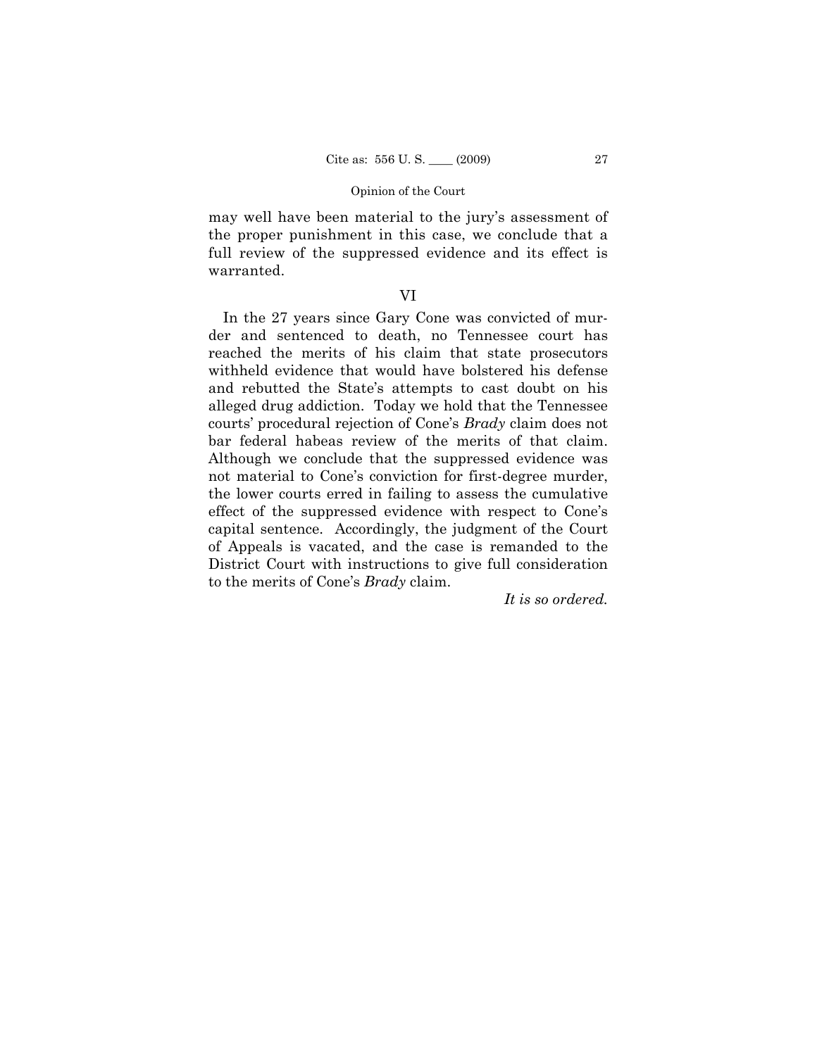may well have been material to the jury's assessment of the proper punishment in this case, we conclude that a full review of the suppressed evidence and its effect is warranted.

## VI

In the 27 years since Gary Cone was convicted of murder and sentenced to death, no Tennessee court has reached the merits of his claim that state prosecutors withheld evidence that would have bolstered his defense and rebutted the State's attempts to cast doubt on his alleged drug addiction. Today we hold that the Tennessee courts' procedural rejection of Cone's *Brady* claim does not bar federal habeas review of the merits of that claim. Although we conclude that the suppressed evidence was not material to Cone's conviction for first-degree murder, the lower courts erred in failing to assess the cumulative effect of the suppressed evidence with respect to Cone's capital sentence. Accordingly, the judgment of the Court of Appeals is vacated, and the case is remanded to the District Court with instructions to give full consideration to the merits of Cone's *Brady* claim.

*It is so ordered.*